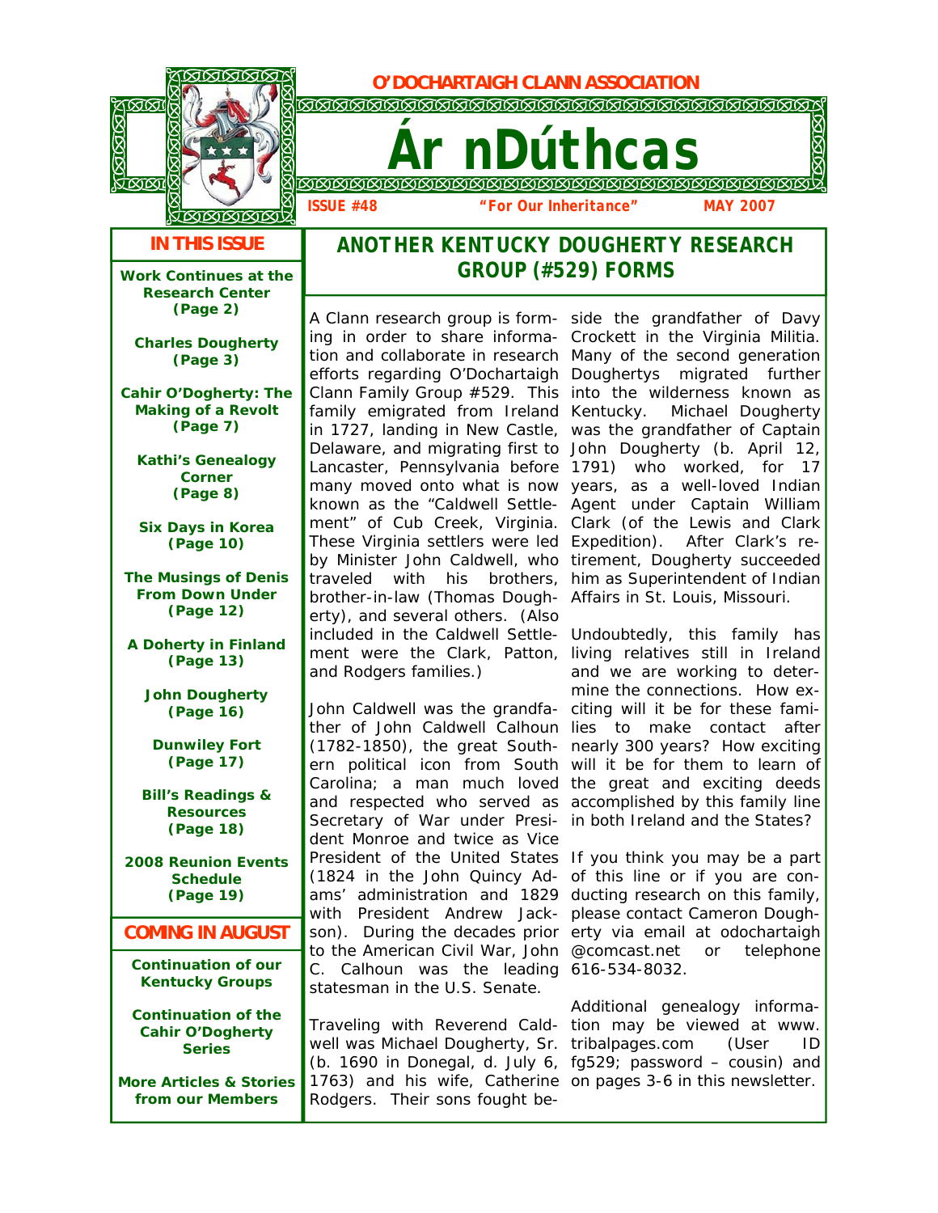**O'DOCHARTAIGH CLANN ASSOCIATION**

# Ár nDúthcas

**ISSUE #48** **"For Our Inheritance"** **MAY 2007**

## IN THIS ISSUE

**Work Continues at the Research Center (Page 2)**

**Charles Dougherty (Page 3)**

**Cahir O'Dogherty: The Making of a Revolt (Page 7)**

**Kathi's Genealogy Corner (Page 8)**

**Six Days in Korea (Page 10)**

**The Musings of Denis From Down Under (Page 12)**

**A Doherty in Finland (Page 13)**

**John Dougherty (Page 16)**

**Dunwiley Fort (Page 17)**

**Bill's Readings & Resources (Page 18)**

**2008 Reunion Events Schedule (Page 19)**

## COMING IN AUGUST

**Continuation of our Kentucky Groups**

**Continuation of the Cahir O'Dogherty Series**

**More Articles & Stories from our Members**

## ANOTHER KENTUCKY DOUGHERTY RESEARCH GROUP (#529) FORMS

A Clann research group is forming in order to share information and collaborate in research efforts regarding O'Dochartaigh Clann Family Group #529. This family emigrated from Ireland in 1727, landing in New Castle, Delaware, and migrating first to Lancaster, Pennsylvania before many moved onto what is now known as the "Caldwell Settlement" of Cub Creek, Virginia. These Virginia settlers were led by Minister John Caldwell, who traveled with his brothers, brother-in-law (Thomas Dougherty), and several others. (Also included in the Caldwell Settlement were the Clark, Patton, and Rodgers families.)

John Caldwell was the grandfather of John Caldwell Calhoun (1782-1850), the great Southern political icon from South Carolina; a man much loved and respected who served as Secretary of War under President Monroe and twice as Vice President of the United States (1824 in the John Quincy Adams' administration and 1829 with President Andrew Jackson). During the decades prior to the American Civil War, John C. Calhoun was the leading statesman in the U.S. Senate.

Traveling with Reverend Caldwell was Michael Dougherty, Sr. (b. 1690 in Donegal, d. July 6, 1763) and his wife, Catherine Rodgers. Their sons fought beside the grandfather of Davy Crockett in the Virginia Militia. Many of the second generation Doughertys migrated further into the wilderness known as Kentucky. Michael Dougherty was the grandfather of Captain John Dougherty (b. April 12, 1791) who worked, for 17 years, as a well-loved Indian Agent under Captain William Clark (of the Lewis and Clark Expedition). After Clark's retirement, Dougherty succeeded him as Superintendent of Indian Affairs in St. Louis, Missouri.

Undoubtedly, this family has living relatives still in Ireland and we are working to determine the connections. How exciting will it be for these families to make contact after nearly 300 years? How exciting will it be for them to learn of the great and exciting deeds accomplished by this family line in both Ireland and the States?

If you think you may be a part of this line or if you are conducting research on this family, please contact Cameron Dougherty via email at odochartaigh @comcast.net or telephone 616-534-8032.

Additional genealogy information may be viewed at www. tribalpages.com (User ID fg529; password – cousin) and on pages 3-6 in this newsletter.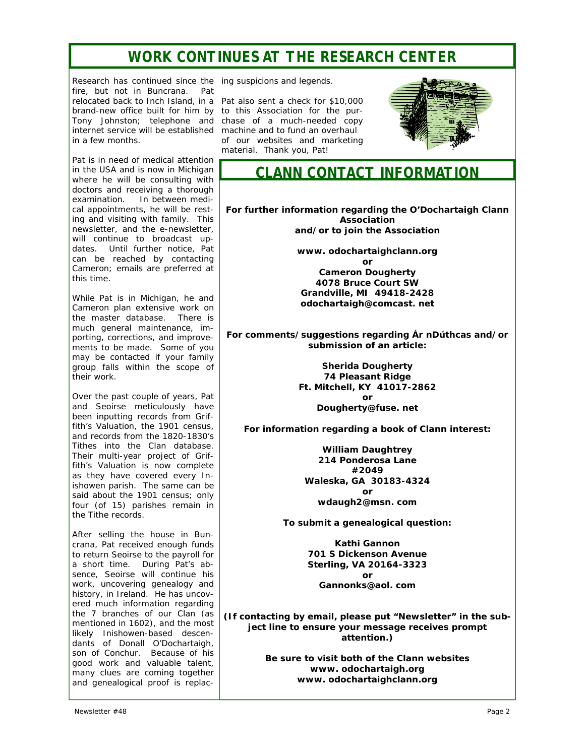# WORK CONTINUES AT THE RESEARCH CENTER

Research has continued since the fire, but not in Buncrana. Pat relocated back to Inch Island, in a brand-new office built for him by Tony Johnston; telephone and internet service will be established in a few months.

Pat is in need of medical attention in the USA and is now in Michigan where he will be consulting with doctors and receiving a thorough examination. In between medical appointments, he will be resting and visiting with family. This newsletter, and the e-newsletter, will continue to broadcast updates. Until further notice, Pat can be reached by contacting Cameron; emails are preferred at this time.

While Pat is in Michigan, he and Cameron plan extensive work on the master database. There is much general maintenance, importing, corrections, and improvements to be made. Some of you may be contacted if your family group falls within the scope of their work.

Over the past couple of years, Pat and Seoirse meticulously have been inputting records from Griffith's Valuation, the 1901 census, and records from the 1820-1830's Tithes into the Clan database. Their multi-year project of Griffith's Valuation is now complete as they have covered every Inishowen parish. The same can be said about the 1901 census; only four (of 15) parishes remain in the Tithe records.

After selling the house in Buncrana, Pat received enough funds to return Seoirse to the payroll for a short time. During Pat's absence, Seoirse will continue his work, uncovering genealogy and history, in Ireland. He has uncovered much information regarding the 7 branches of our Clan (as mentioned in 1602), and the most likely Inishowen-based descendants of Donall O'Dochartaigh, son of Conchur. Because of his good work and valuable talent, many clues are coming together and genealogical proof is replacing suspicions and legends.

Pat also sent a check for $10,000 to this Association for the purchase of a much-needed copy machine and to fund an overhaul of our websites and marketing material. Thank you, Pat!

# CLANN CONTACT INFORMATION

**For further information regarding the O'Dochartaigh Clann Association and/or to join the Association**

**www. odochartaighclann.org**
**or**
**Cameron Dougherty**
**4078 Bruce Court SW**
**Grandville, MI 49418-2428**
**odochartaigh@comcast. net**

**For comments/suggestions regarding Ár nDúthcas and/or submission of an article:**

**Sherida Dougherty**
**74 Pleasant Ridge**
**Ft. Mitchell, KY 41017-2862**
**or**
**Dougherty@fuse. net**

**For information regarding a book of Clann interest:**

**William Daughtrey**
**214 Ponderosa Lane**
**#2049**
**Waleska, GA 30183-4324**
**or**
**wdaugh2@msn. com**

**To submit a genealogical question:**

**Kathi Gannon**
**701 S Dickenson Avenue**
**Sterling, VA 20164-3323**
**or**
**Gannonks@aol. com**

***(If contacting by email, please put "Newsletter" in the subject line to ensure your message receives prompt attention.)***

**Be sure to visit both of the Clann websites**
**www. odochartaigh.org**
**www. odochartaighclann.org**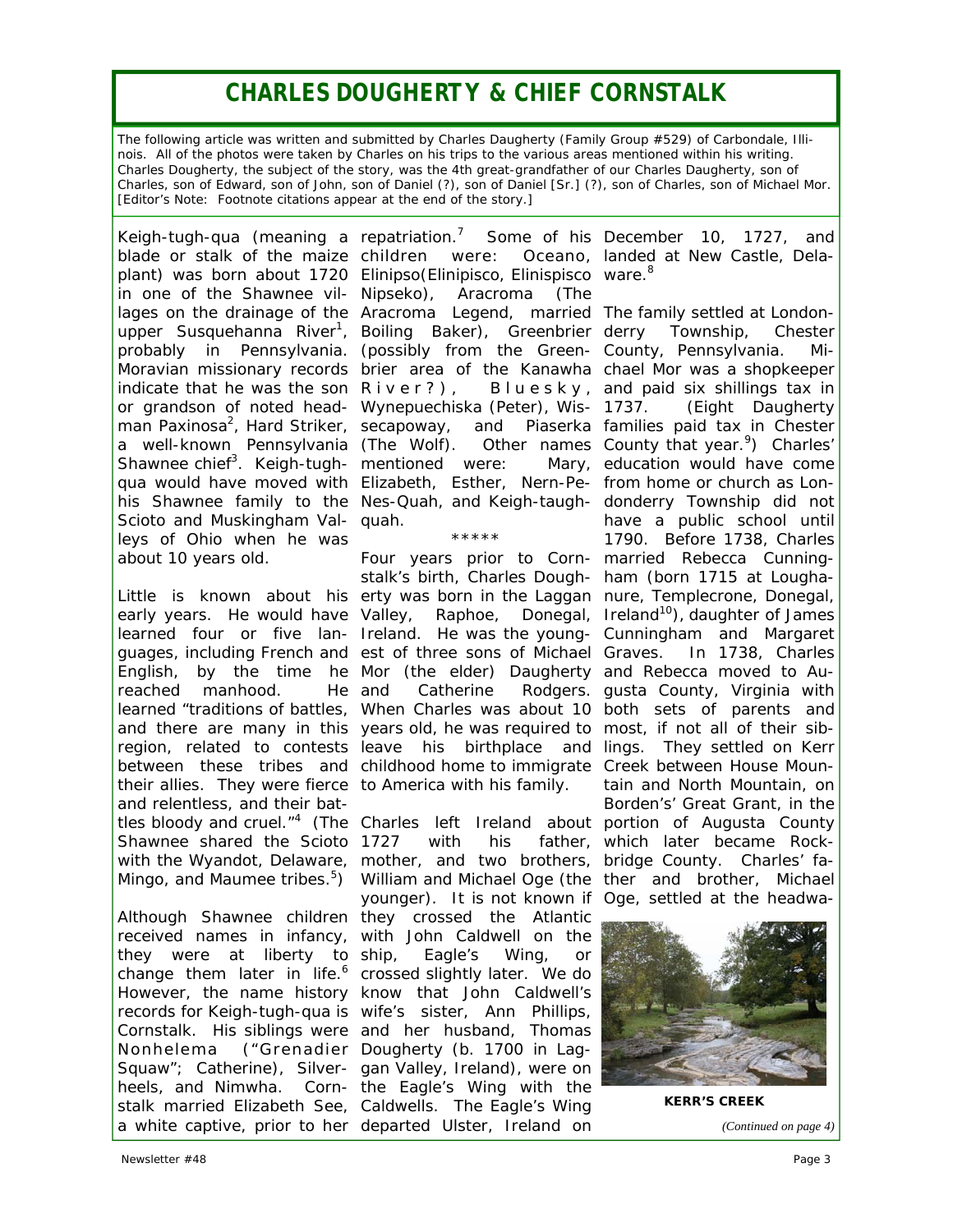# CHARLES DOUGHERTY & CHIEF CORNSTALK

The following article was written and submitted by Charles Daugherty (Family Group #529) of Carbondale, Illinois. All of the photos were taken by Charles on his trips to the various areas mentioned within his writing. Charles Dougherty, the subject of the story, was the 4th great-grandfather of our Charles Daugherty, son of Charles, son of Edward, son of John, son of Daniel (?), son of Daniel [Sr.] (?), son of Charles, son of Michael Mor. [Editor's Note: Footnote citations appear at the end of the story.]

Keigh-tugh-qua (meaning a blade or stalk of the maize plant) was born about 1720 in one of the Shawnee villages on the drainage of the upper Susquehanna River[1], probably in Pennsylvania. Moravian missionary records indicate that he was the son or grandson of noted headman Paxinosa[2], Hard Striker, a well-known Pennsylvania Shawnee chief[3]. Keigh-tugh-qua would have moved with his Shawnee family to the Scioto and Muskingham Valleys of Ohio when he was about 10 years old.

Little is known about his early years. He would have learned four or five languages, including French and English, by the time he reached manhood. He learned "traditions of battles, and there are many in this region, related to contests between these tribes and their allies. They were fierce and relentless, and their battles bloody and cruel."[4] (The Shawnee shared the Scioto with the Wyandot, Delaware, Mingo, and Maumee tribes.[5])

Although Shawnee children received names in infancy, they were at liberty to change them later in life.[6] However, the name history records for Keigh-tugh-qua is Cornstalk. His siblings were Nonhelema ("Grenadier Squaw"; Catherine), Silverheels, and Nimwha. Cornstalk married Elizabeth See, a white captive, prior to her repatriation.[7] Some of his children were: Oceano, Elinipso(Elinipisco, Elinispisco Nipseko), Aracroma (The Aracroma Legend, married Boiling Baker), Greenbrier (possibly from the Greenbrier area of the Kanawha River?), Bluesky, Wynepuechiska (Peter), Wissecapoway, and Piaserka (The Wolf). Other names mentioned were: Mary, Elizabeth, Esther, Nern-Pe-Nes-Quah, and Keigh-taugh-quah.

\*\*\*\*\*

Four years prior to Cornstalk's birth, Charles Dougherty was born in the Laggan Valley, Raphoe, Donegal, Ireland. He was the youngest of three sons of Michael Mor (the elder) Daugherty and Catherine Rodgers. When Charles was about 10 years old, he was required to leave his birthplace and childhood home to immigrate to America with his family.

Charles left Ireland about 1727 with his father, mother, and two brothers, William and Michael Oge (the younger). It is not known if they crossed the Atlantic with John Caldwell on the ship, Eagle's Wing, or crossed slightly later. We do know that John Caldwell's wife's sister, Ann Phillips, and her husband, Thomas Dougherty (b. 1700 in Laggan Valley, Ireland), were on the Eagle's Wing with the Caldwells. The Eagle's Wing departed Ulster, Ireland on December 10, 1727, and landed at New Castle, Delaware.[8]

The family settled at Londonderry Township, Chester County, Pennsylvania. Michael Mor was a shopkeeper and paid six shillings tax in 1737. (Eight Daugherty families paid tax in Chester County that year.[9]) Charles' education would have come from home or church as Londonderry Township did not have a public school until 1790. Before 1738, Charles married Rebecca Cunningham (born 1715 at Loughanure, Templecrone, Donegal, Ireland[10]), daughter of James Cunningham and Margaret Graves. In 1738, Charles and Rebecca moved to Augusta County, Virginia with both sets of parents and most, if not all of their siblings. They settled on Kerr Creek between House Mountain and North Mountain, on Borden's' Great Grant, in the portion of Augusta County which later became Rockbridge County. Charles' father and brother, Michael Oge, settled at the headwa-

**KERR'S CREEK**

*(Continued on page 4)*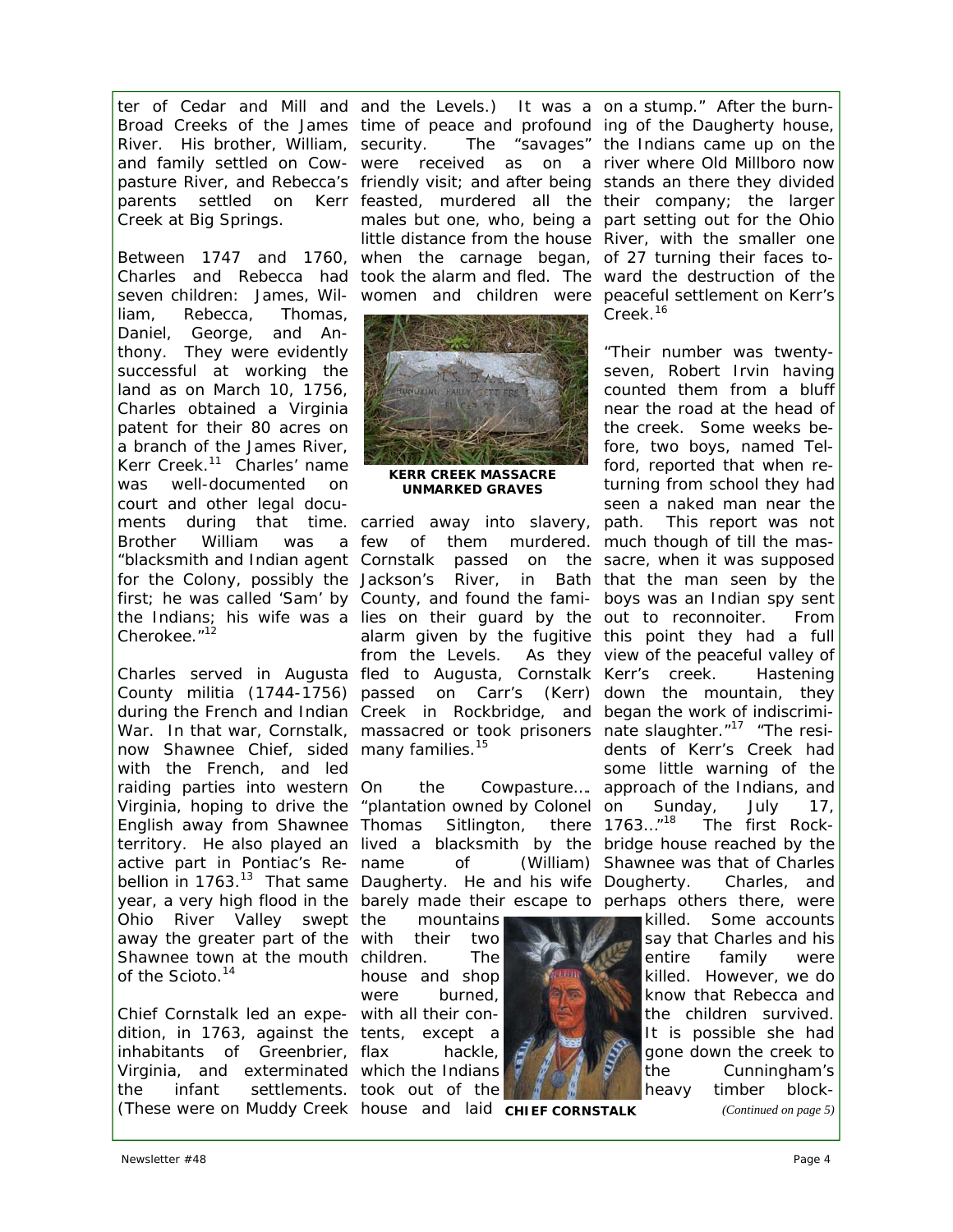ter of Cedar and Mill and Broad Creeks of the James River. His brother, William, and family settled on Cowpasture River, and Rebecca's parents settled on Kerr Creek at Big Springs.

Between 1747 and 1760, Charles and Rebecca had seven children: James, William, Rebecca, Thomas, Daniel, George, and Anthony. They were evidently successful at working the land as on March 10, 1756, Charles obtained a Virginia patent for their 80 acres on a branch of the James River, Kerr Creek.[11] Charles' name was well-documented on court and other legal documents during that time. Brother William was a "blacksmith and Indian agent for the Colony, possibly the first; he was called 'Sam' by the Indians; his wife was a Cherokee."[12]

Charles served in Augusta County militia (1744-1756) during the French and Indian War. In that war, Cornstalk, now Shawnee Chief, sided with the French, and led raiding parties into western Virginia, hoping to drive the English away from Shawnee territory. He also played an active part in Pontiac's Rebellion in 1763.[13] That same year, a very high flood in the Ohio River Valley swept away the greater part of the Shawnee town at the mouth of the Scioto.[14]

Chief Cornstalk led an expedition, in 1763, against the inhabitants of Greenbrier, Virginia, and exterminated the infant settlements. (These were on Muddy Creek and the Levels.) It was a time of peace and profound security. The "savages" were received as on a friendly visit; and after being feasted, murdered all the males but one, who, being a little distance from the house when the carnage began, took the alarm and fled. The women and children were carried away into slavery, a few of them murdered. Cornstalk passed on the Jackson's River, in Bath County, and found the families on their guard by the alarm given by the fugitive from the Levels. As they fled to Augusta, Cornstalk passed on Carr's (Kerr) Creek in Rockbridge, and massacred or took prisoners many families.[15]

**KERR CREEK MASSACRE UNMARKED GRAVES**

On the Cowpasture…. "plantation owned by Colonel Thomas Sitlington, there lived a blacksmith by the name of (William) Daugherty. He and his wife barely made their escape to the mountains with their two children. The house and shop were burned, with all their contents, except a flax hackle, which the Indians took out of the house and laid on a stump." After the burning of the Daugherty house, the Indians came up on the river where Old Millboro now stands an there they divided their company; the larger part setting out for the Ohio River, with the smaller one of 27 turning their faces toward the destruction of the peaceful settlement on Kerr's Creek.[16]

**CHIEF CORNSTALK**

"Their number was twenty-seven, Robert Irvin having counted them from a bluff near the road at the head of the creek. Some weeks before, two boys, named Telford, reported that when returning from school they had seen a naked man near the path. This report was not much though of till the massacre, when it was supposed that the man seen by the boys was an Indian spy sent out to reconnoiter. From this point they had a full view of the peaceful valley of Kerr's creek. Hastening down the mountain, they began the work of indiscriminate slaughter."[17] "The residents of Kerr's Creek had some little warning of the approach of the Indians, and on Sunday, July 17, 1763…"[18] The first Rockbridge house reached by the Shawnee was that of Charles Dougherty. Charles, and perhaps others there, were killed. Some accounts say that Charles and his entire family were killed. However, we do know that Rebecca and the children survived. It is possible she had gone down the creek to the Cunningham's heavy timber block-

*(Continued on page 5)*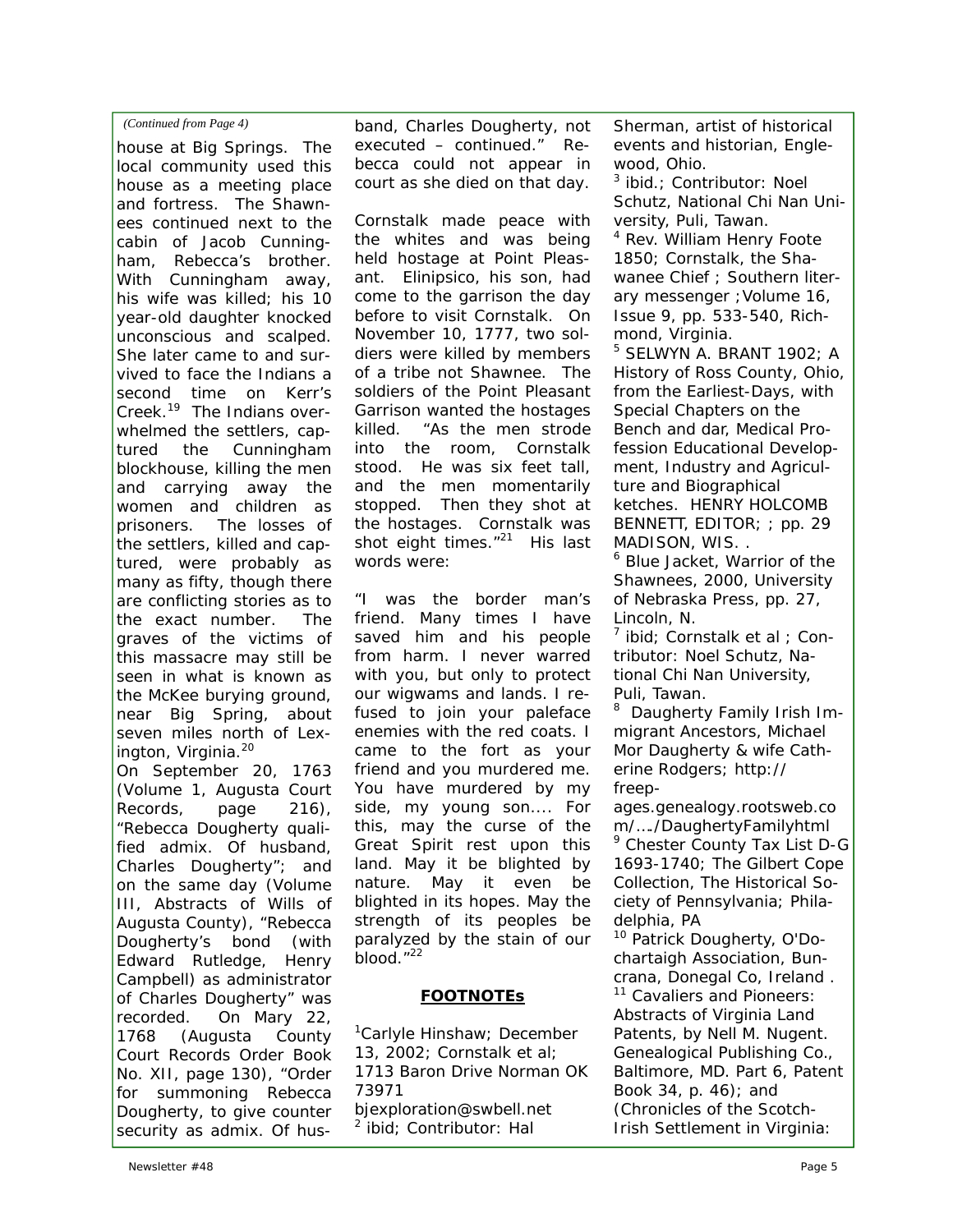*(Continued from Page 4)*

house at Big Springs. The local community used this house as a meeting place and fortress. The Shawnees continued next to the cabin of Jacob Cunningham, Rebecca's brother. With Cunningham away, his wife was killed; his 10 year-old daughter knocked unconscious and scalped. She later came to and survived to face the Indians a second time on Kerr's Creek.[19] The Indians overwhelmed the settlers, captured the Cunningham blockhouse, killing the men and carrying away the women and children as prisoners. The losses of the settlers, killed and captured, were probably as many as fifty, though there are conflicting stories as to the exact number. The graves of the victims of this massacre may still be seen in what is known as the McKee burying ground, near Big Spring, about seven miles north of Lexington, Virginia.[20]

On September 20, 1763 (Volume 1, Augusta Court Records, page 216), "Rebecca Dougherty qualified admix. Of husband, Charles Dougherty"; and on the same day (Volume III, Abstracts of Wills of Augusta County), "Rebecca Dougherty's bond (with Edward Rutledge, Henry Campbell) as administrator of Charles Dougherty" was recorded. On Mary 22, 1768 (Augusta County Court Records Order Book No. XII, page 130), "Order for summoning Rebecca Dougherty, to give counter security as admix. Of husband, Charles Dougherty, not executed – continued." Rebecca could not appear in court as she died on that day.

Cornstalk made peace with the whites and was being held hostage at Point Pleasant. Elinipsico, his son, had come to the garrison the day before to visit Cornstalk. On November 10, 1777, two soldiers were killed by members of a tribe not Shawnee. The soldiers of the Point Pleasant Garrison wanted the hostages killed. "As the men strode into the room, Cornstalk stood. He was six feet tall, and the men momentarily stopped. Then they shot at the hostages. Cornstalk was shot eight times."[21] His last words were:

"I was the border man's friend. Many times I have saved him and his people from harm. I never warred with you, but only to protect our wigwams and lands. I refused to join your paleface enemies with the red coats. I came to the fort as your friend and you murdered me. You have murdered by my side, my young son.... For this, may the curse of the Great Spirit rest upon this land. May it be blighted by nature. May it even be blighted in its hopes. May the strength of its peoples be paralyzed by the stain of our blood."[22]

## FOOTNOTEs

[1]Carlyle Hinshaw; December 13, 2002; Cornstalk et al; 1713 Baron Drive Norman OK 73971 bjexploration@swbell.net

[2] ibid; Contributor: Hal Sherman, artist of historical events and historian, Englewood, Ohio.

[3] ibid.; Contributor: Noel Schutz, National Chi Nan University, Puli, Tawan.

[4] Rev. William Henry Foote 1850; Cornstalk, the Shawanee Chief ; Southern literary messenger ;Volume 16, Issue 9, pp. 533-540, Richmond, Virginia.

[5] SELWYN A. BRANT 1902; A History of Ross County, Ohio, from the Earliest-Days, with Special Chapters on the Bench and dar, Medical Profession Educational Development, Industry and Agriculture and Biographical ketches. HENRY HOLCOMB BENNETT, EDITOR; ; pp. 29 MADISON, WIS. .

[6] Blue Jacket, Warrior of the Shawnees, 2000, University of Nebraska Press, pp. 27, Lincoln, N.

[7] ibid; Cornstalk et al ; Contributor: Noel Schutz, National Chi Nan University, Puli, Tawan.

[8] Daugherty Family Irish Immigrant Ancestors, Michael Mor Daugherty & wife Catherine Rodgers; http://freepages.genealogy.rootsweb.com/…./DaughertyFamilyhtml

[9] Chester County Tax List D-G 1693-1740; The Gilbert Cope Collection, The Historical Society of Pennsylvania; Philadelphia, PA

[10] Patrick Dougherty, O'Dochartaigh Association, Buncrana, Donegal Co, Ireland .

[11] Cavaliers and Pioneers: Abstracts of Virginia Land Patents, by Nell M. Nugent. Genealogical Publishing Co., Baltimore, MD. Part 6, Patent Book 34, p. 46); and (Chronicles of the Scotch-Irish Settlement in Virginia: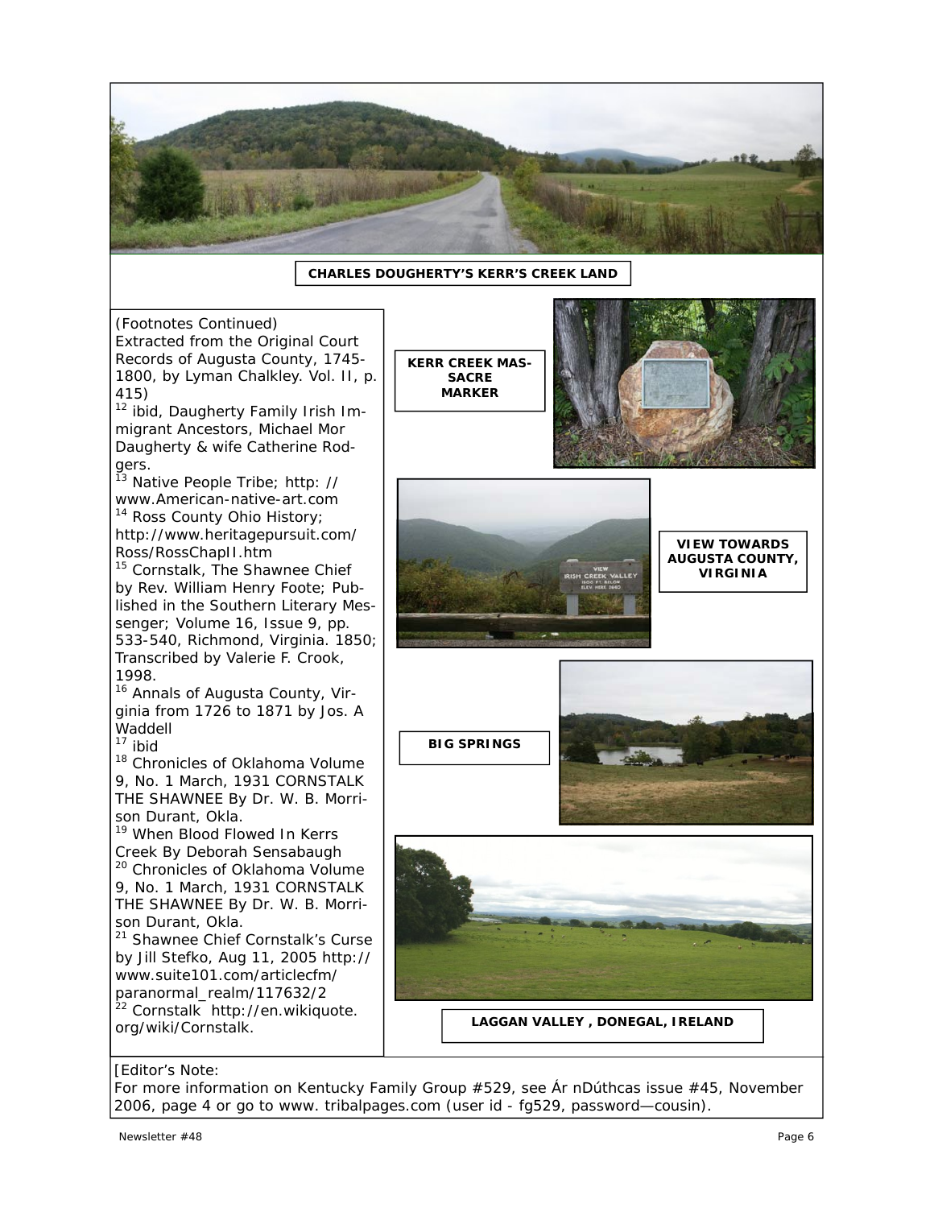CHARLES DOUGHERTY'S KERR'S CREEK LAND

(Footnotes Continued)
Extracted from the Original Court Records of Augusta County, 1745-1800, by Lyman Chalkley. Vol. II, p. 415)

[12] ibid, Daugherty Family Irish Immigrant Ancestors, Michael Mor Daugherty & wife Catherine Rodgers.

[13] Native People Tribe; http: // www.American-native-art.com

[14] Ross County Ohio History; http://www.heritagepursuit.com/Ross/RossChapII.htm

[15] Cornstalk, The Shawnee Chief by Rev. William Henry Foote; Published in the Southern Literary Messenger; Volume 16, Issue 9, pp. 533-540, Richmond, Virginia. 1850; Transcribed by Valerie F. Crook, 1998.

[16] Annals of Augusta County, Virginia from 1726 to 1871 by Jos. A Waddell

[17] ibid

[18] Chronicles of Oklahoma Volume 9, No. 1 March, 1931 CORNSTALK THE SHAWNEE By Dr. W. B. Morrison Durant, Okla.

[19] When Blood Flowed In Kerrs Creek By Deborah Sensabaugh

[20] Chronicles of Oklahoma Volume 9, No. 1 March, 1931 CORNSTALK THE SHAWNEE By Dr. W. B. Morrison Durant, Okla.

[21] Shawnee Chief Cornstalk's Curse by Jill Stefko, Aug 11, 2005 http://www.suite101.com/articlecfm/paranormal_realm/117632/2

[22] Cornstalk http://en.wikiquote.org/wiki/Cornstalk.

KERR CREEK MASSACRE MARKER

VIEW TOWARDS AUGUSTA COUNTY, VIRGINIA

BIG SPRINGS

LAGGAN VALLEY , DONEGAL, IRELAND

[Editor's Note:
For more information on Kentucky Family Group #529, see Ár nDúthcas issue #45, November 2006, page 4 or go to www. tribalpages.com (user id - fg529, password—cousin).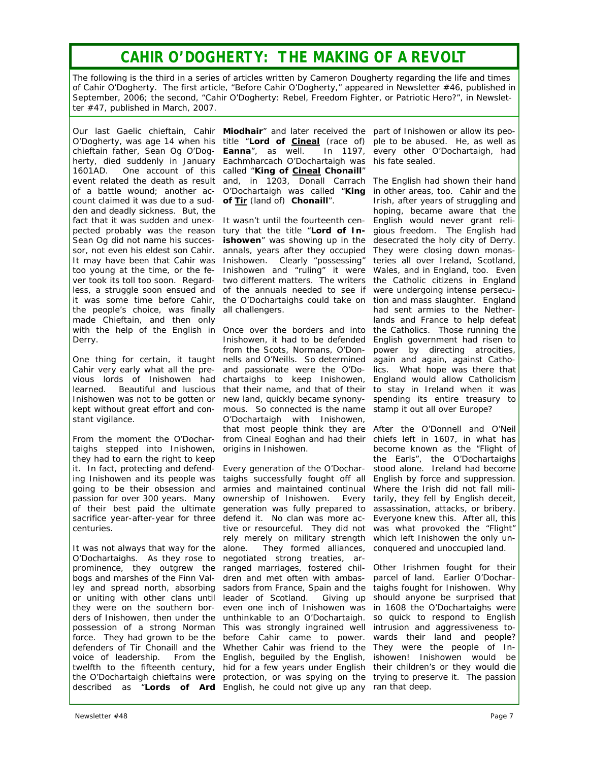# CAHIR O'DOGHERTY: THE MAKING OF A REVOLT

The following is the third in a series of articles written by Cameron Dougherty regarding the life and times of Cahir O'Dogherty. The first article, "Before Cahir O'Dogherty," appeared in Newsletter #46, published in September, 2006; the second, "Cahir O'Dogherty: Rebel, Freedom Fighter, or Patriotic Hero?", in Newsletter #47, published in March, 2007.

Our last Gaelic chieftain, Cahir O'Dogherty, was age 14 when his chieftain father, Sean Og O'Dogherty, died suddenly in January 1601AD. One account of this event related the death as result of a battle wound; another account claimed it was due to a sudden and deadly sickness. But, the fact that it was sudden and unexpected probably was the reason Sean Og did not name his successor, not even his eldest son Cahir. It may have been that Cahir was too young at the time, or the fever took its toll too soon. Regardless, a struggle soon ensued and it was some time before Cahir, the people's choice, was finally made Chieftain, and then only with the help of the English in Derry.

One thing for certain, it taught Cahir very early what all the previous lords of Inishowen had learned. Beautiful and luscious Inishowen was not to be gotten or kept without great effort and constant vigilance.

From the moment the O'Dochartaighs stepped into Inishowen, they had to earn the right to keep it. In fact, protecting and defending Inishowen and its people was going to be their obsession and passion for over 300 years. Many of their best paid the ultimate sacrifice year-after-year for three centuries.

It was not always that way for the O'Dochartaighs. As they rose to prominence, they outgrew the bogs and marshes of the Finn Valley and spread north, absorbing or uniting with other clans until they were on the southern borders of Inishowen, then under the possession of a strong Norman force. They had grown to be the defenders of Tir Chonaill and the voice of leadership. From the twelfth to the fifteenth century, the O'Dochartaigh chieftains were described as "**Lords of Ard Miodhair**" and later received the title "**Lord of <u>Cineal</u>** (race of) **Eanna**", as well. In 1197, Eachmharcach O'Dochartaigh was called "**King of <u>Cineal</u> Chonaill**" and, in 1203, Donall Carrach O'Dochartaigh was called "**King of <u>Tir</u>** (land of) **Chonaill**".

It wasn't until the fourteenth century that the title "**Lord of Inishowen**" was showing up in the annals, years after they occupied Inishowen. Clearly "possessing" Inishowen and "ruling" it were two different matters. The writers of the annuals needed to see if the O'Dochartaighs could take on all challengers.

Once over the borders and into Inishowen, it had to be defended from the Scots, Normans, O'Donnells and O'Neills. So determined and passionate were the O'Dochartaighs to keep Inishowen, that their name, and that of their new land, quickly became synonymous. So connected is the name O'Dochartaigh with Inishowen, that most people think they are from Cineal Eoghan and had their origins in Inishowen.

Every generation of the O'Dochartaighs successfully fought off all armies and maintained continual ownership of Inishowen. Every generation was fully prepared to defend it. No clan was more active or resourceful. They did not rely merely on military strength alone. They formed alliances, negotiated strong treaties, arranged marriages, fostered children and met often with ambassadors from France, Spain and the leader of Scotland. Giving up even one inch of Inishowen was unthinkable to an O'Dochartaigh. This was strongly ingrained well before Cahir came to power. Whether Cahir was friend to the English, beguiled by the English, hid for a few years under English protection, or was spying on the English, he could not give up any part of Inishowen or allow its people to be abused. He, as well as every other O'Dochartaigh, had his fate sealed.

The English had shown their hand in other areas, too. Cahir and the Irish, after years of struggling and hoping, became aware that the English would never grant religious freedom. The English had desecrated the holy city of Derry. They were closing down monasteries all over Ireland, Scotland, Wales, and in England, too. Even the Catholic citizens in England were undergoing intense persecution and mass slaughter. England had sent armies to the Netherlands and France to help defeat the Catholics. Those running the English government had risen to power by directing atrocities, again and again, against Catholics. What hope was there that England would allow Catholicism to stay in Ireland when it was spending its entire treasury to stamp it out all over Europe?

After the O'Donnell and O'Neil chiefs left in 1607, in what has become known as the "Flight of the Earls", the O'Dochartaighs stood alone. Ireland had become English by force and suppression. Where the Irish did not fall militarily, they fell by English deceit, assassination, attacks, or bribery. Everyone knew this. After all, this was what provoked the "Flight" which left Inishowen the only unconquered and unoccupied land.

Other Irishmen fought for their parcel of land. Earlier O'Dochartaighs fought for Inishowen. Why should anyone be surprised that in 1608 the O'Dochartaighs were so quick to respond to English intrusion and aggressiveness towards their land and people? They were the people of Inishowen! Inishowen would be their children's or they would die trying to preserve it. The passion ran that deep.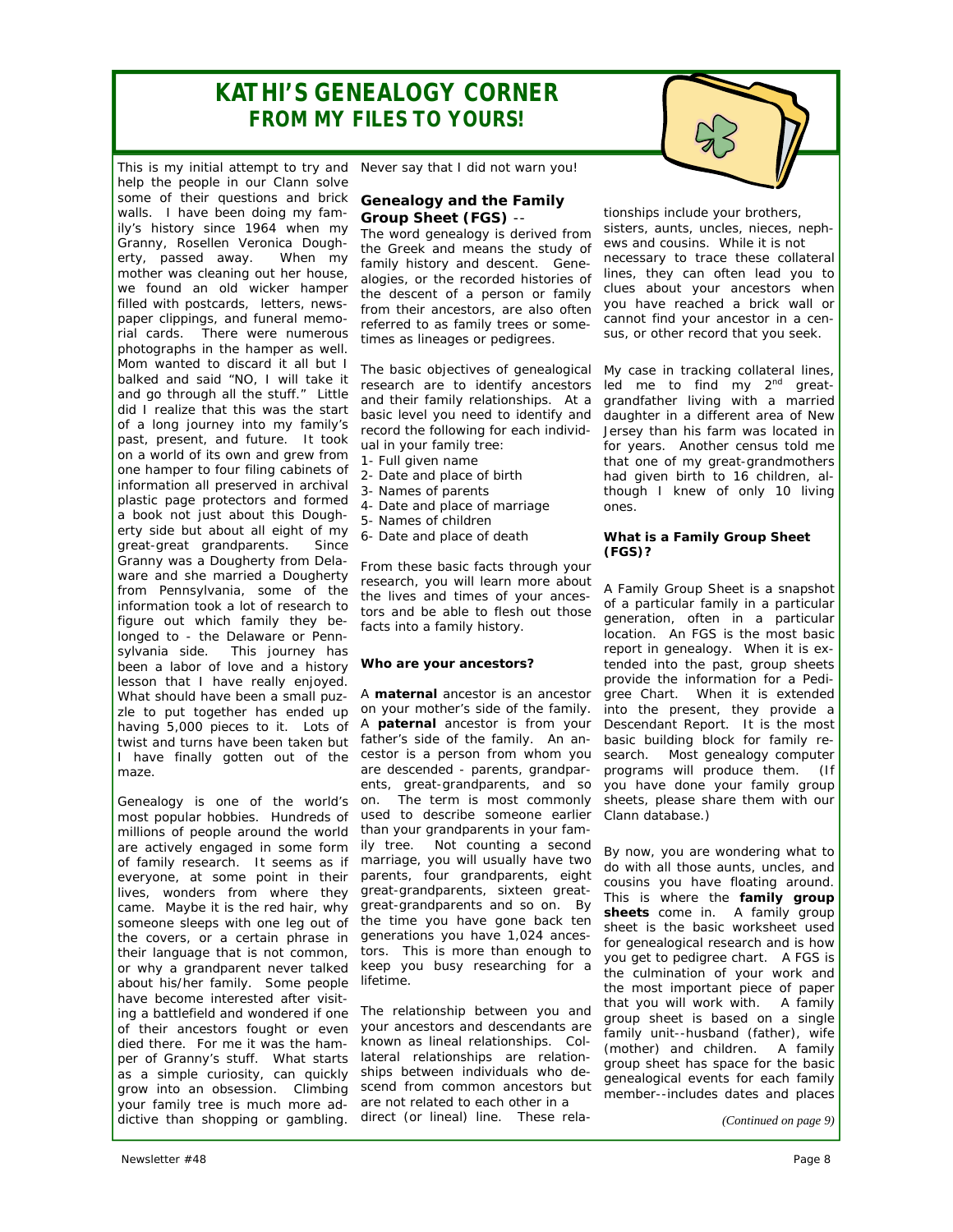# KATHI'S GENEALOGY CORNER

## FROM MY FILES TO YOURS!

This is my initial attempt to try and help the people in our Clann solve some of their questions and brick walls. I have been doing my family's history since 1964 when my Granny, Rosellen Veronica Dougherty, passed away. When my mother was cleaning out her house, we found an old wicker hamper filled with postcards, letters, newspaper clippings, and funeral memorial cards. There were numerous photographs in the hamper as well. Mom wanted to discard it all but I balked and said "NO, I will take it and go through all the stuff." Little did I realize that this was the start of a long journey into my family's past, present, and future. It took on a world of its own and grew from one hamper to four filing cabinets of information all preserved in archival plastic page protectors and formed a book not just about this Dougherty side but about all eight of my great-great grandparents. Since Granny was a Dougherty from Delaware and she married a Dougherty from Pennsylvania, some of the information took a lot of research to figure out which family they belonged to - the Delaware or Pennsylvania side. This journey has been a labor of love and a history lesson that I have really enjoyed. What should have been a small puzzle to put together has ended up having 5,000 pieces to it. Lots of twist and turns have been taken but I have finally gotten out of the maze.

Genealogy is one of the world's most popular hobbies. Hundreds of millions of people around the world are actively engaged in some form of family research. It seems as if everyone, at some point in their lives, wonders from where they came. Maybe it is the red hair, why someone sleeps with one leg out of the covers, or a certain phrase in their language that is not common, or why a grandparent never talked about his/her family. Some people have become interested after visiting a battlefield and wondered if one of their ancestors fought or even died there. For me it was the hamper of Granny's stuff. What starts as a simple curiosity, can quickly grow into an obsession. Climbing your family tree is much more addictive than shopping or gambling. Never say that I did not warn you!

### Genealogy and the Family Group Sheet (FGS) --

The word genealogy is derived from the Greek and means the study of family history and descent. Genealogies, or the recorded histories of the descent of a person or family from their ancestors, are also often referred to as family trees or sometimes as lineages or pedigrees.

The basic objectives of genealogical research are to identify ancestors and their family relationships. At a basic level you need to identify and record the following for each individual in your family tree:

1- Full given name
2- Date and place of birth
3- Names of parents
4- Date and place of marriage
5- Names of children
6- Date and place of death

From these basic facts through your research, you will learn more about the lives and times of your ancestors and be able to flesh out those facts into a family history.

**Who are your ancestors?**

A **maternal** ancestor is an ancestor on your mother's side of the family. A **paternal** ancestor is from your father's side of the family. An ancestor is a person from whom you are descended - parents, grandparents, great-grandparents, and so on. The term is most commonly used to describe someone earlier than your grandparents in your family tree. Not counting a second marriage, you will usually have two parents, four grandparents, eight great-grandparents, sixteen great-great-grandparents and so on. By the time you have gone back ten generations you have 1,024 ancestors. This is more than enough to keep you busy researching for a lifetime.

The relationship between you and your ancestors and descendants are known as lineal relationships. Collateral relationships are relationships between individuals who descend from common ancestors but are not related to each other in a direct (or lineal) line. These relationships include your brothers, sisters, aunts, uncles, nieces, nephews and cousins. While it is not necessary to trace these collateral lines, they can often lead you to clues about your ancestors when you have reached a brick wall or cannot find your ancestor in a census, or other record that you seek.

My case in tracking collateral lines, led me to find my 2nd great-grandfather living with a married daughter in a different area of New Jersey than his farm was located in for years. Another census told me that one of my great-grandmothers had given birth to 16 children, although I knew of only 10 living ones.

**What is a Family Group Sheet (FGS)?**

A Family Group Sheet is a snapshot of a particular family in a particular generation, often in a particular location. An FGS is the most basic report in genealogy. When it is extended into the past, group sheets provide the information for a Pedigree Chart. When it is extended into the present, they provide a Descendant Report. It is the most basic building block for family research. Most genealogy computer programs will produce them. (If you have done your family group sheets, please share them with our Clann database.)

By now, you are wondering what to do with all those aunts, uncles, and cousins you have floating around. This is where the **family group sheets** come in. A family group sheet is the basic worksheet used for genealogical research and is how you get to pedigree chart. A FGS is the culmination of your work and the most important piece of paper that you will work with. A family group sheet is based on a single family unit--husband (father), wife (mother) and children. A family group sheet has space for the basic genealogical events for each family member--includes dates and places

*(Continued on page 9)*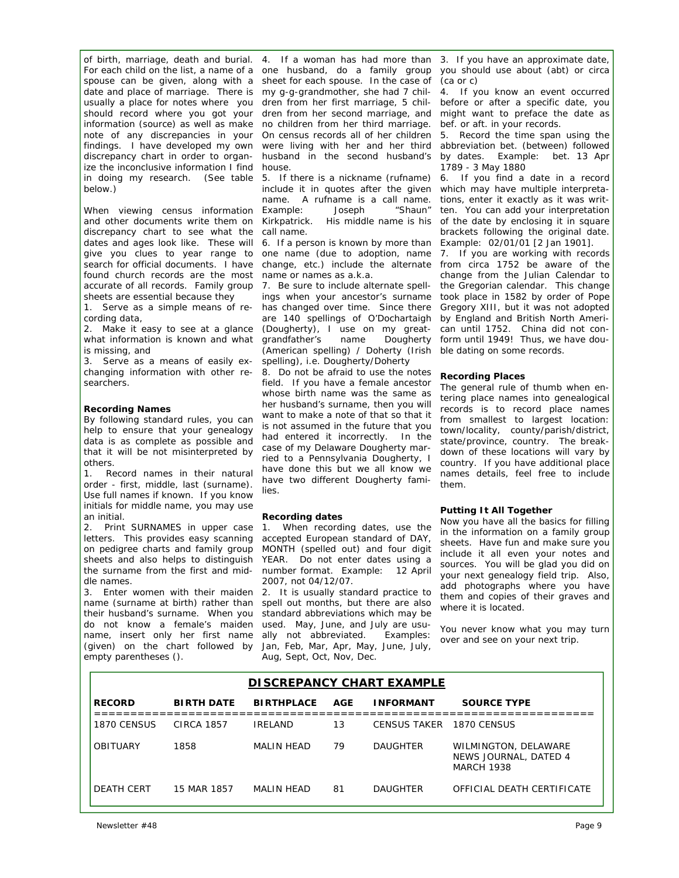of birth, marriage, death and burial. For each child on the list, a name of a spouse can be given, along with a date and place of marriage. There is usually a place for notes where you should record where you got your information (source) as well as make note of any discrepancies in your findings. I have developed my own discrepancy chart in order to organize the inconclusive information I find in doing my research. (See table below.)

When viewing census information and other documents write them on discrepancy chart to see what the dates and ages look like. These will give you clues to year range to search for official documents. I have found church records are the most accurate of all records. Family group sheets are essential because they

1. Serve as a simple means of recording data,
2. Make it easy to see at a glance what information is known and what is missing, and
3. Serve as a means of easily exchanging information with other researchers.

**Recording Names**

By following standard rules, you can help to ensure that your genealogy data is as complete as possible and that it will be not misinterpreted by others.

1. Record names in their natural order - first, middle, last (surname). Use full names if known. If you know initials for middle name, you may use an initial.
2. Print SURNAMES in upper case letters. This provides easy scanning on pedigree charts and family group sheets and also helps to distinguish the surname from the first and middle names.
3. Enter women with their maiden name (surname at birth) rather than their husband's surname. When you do not know a female's maiden name, insert only her first name (given) on the chart followed by empty parentheses ().
4. If a woman has had more than one husband, do a family group sheet for each spouse. In the case of my g-g-grandmother, she had 7 children from her first marriage, 5 children from her second marriage, and no children from her third marriage. On census records all of her children were living with her and her third husband in the second husband's house.
5. If there is a nickname (rufname) include it in quotes after the given name. A rufname is a call name. Example: Joseph "Shaun" Kirkpatrick. His middle name is his call name.
6. If a person is known by more than one name (due to adoption, name change, etc.) include the alternate name or names as a.k.a.
7. Be sure to include alternate spellings when your ancestor's surname has changed over time. Since there are 140 spellings of O'Dochartaigh (Dougherty), I use on my great-grandfather's name Dougherty (American spelling) / Doherty (Irish spelling), i.e. Dougherty/Doherty
8. Do not be afraid to use the notes field. If you have a female ancestor whose birth name was the same as her husband's surname, then you will want to make a note of that so that it is not assumed in the future that you had entered it incorrectly. In the case of my Delaware Dougherty married to a Pennsylvania Dougherty, I have done this but we all know we have two different Dougherty families.

**Recording dates**

1. When recording dates, use the accepted European standard of DAY, MONTH (spelled out) and four digit YEAR. Do not enter dates using a number format. Example: 12 April 2007, not 04/12/07.
2. It is usually standard practice to spell out months, but there are also standard abbreviations which may be used. May, June, and July are usually not abbreviated. Examples: Jan, Feb, Mar, Apr, May, June, July, Aug, Sept, Oct, Nov, Dec.
3. If you have an approximate date, you should use about (abt) or circa (ca or c)
4. If you know an event occurred before or after a specific date, you might want to preface the date as bef. or aft. in your records.
5. Record the time span using the abbreviation bet. (between) followed by dates. Example: bet. 13 Apr 1789 - 3 May 1880
6. If you find a date in a record which may have multiple interpretations, enter it exactly as it was written. You can add your interpretation of the date by enclosing it in square brackets following the original date. Example: 02/01/01 [2 Jan 1901].
7. If you are working with records from circa 1752 be aware of the change from the Julian Calendar to the Gregorian calendar. This change took place in 1582 by order of Pope Gregory XIII, but it was not adopted by England and British North American until 1752. China did not conform until 1949! Thus, we have double dating on some records.

**Recording Places**

The general rule of thumb when entering place names into genealogical records is to record place names from smallest to largest location: town/locality, county/parish/district, state/province, country. The breakdown of these locations will vary by country. If you have additional place names details, feel free to include them.

**Putting It All Together**

Now you have all the basics for filling in the information on a family group sheets. Have fun and make sure you include it all even your notes and sources. You will be glad you did on your next genealogy field trip. Also, add photographs where you have them and copies of their graves and where it is located.

You never know what you may turn over and see on your next trip.

**DISCREPANCY CHART EXAMPLE**

| RECORD | BIRTH DATE | BIRTHPLACE | AGE | INFORMANT | SOURCE TYPE |
|---|---|---|---|---|---|
| 1870 CENSUS | CIRCA 1857 | IRELAND | 13 | CENSUS TAKER | 1870 CENSUS |
| OBITUARY | 1858 | MALIN HEAD | 79 | DAUGHTER | WILMINGTON, DELAWARE NEWS JOURNAL, DATED 4 MARCH 1938 |
| DEATH CERT | 15 MAR 1857 | MALIN HEAD | 81 | DAUGHTER | OFFICIAL DEATH CERTIFICATE |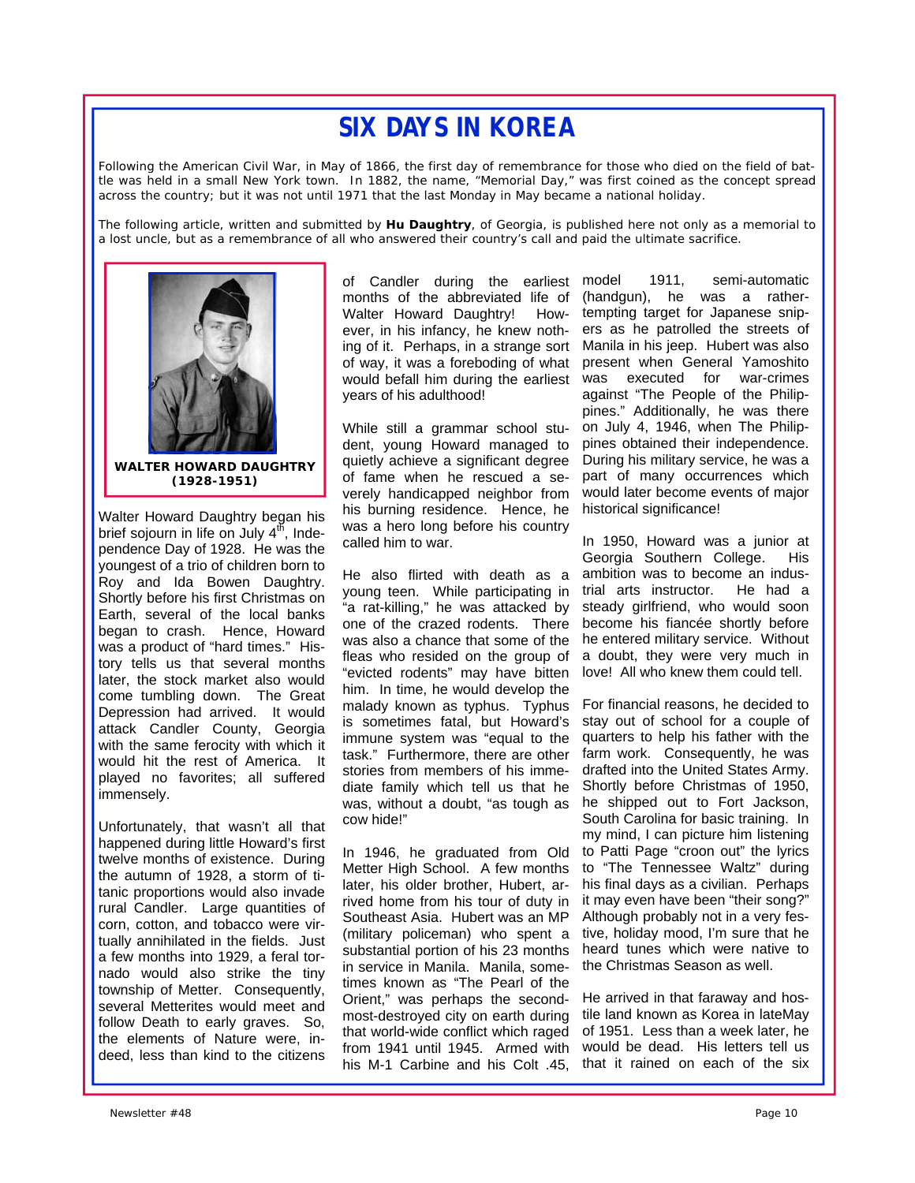# SIX DAYS IN KOREA

*Following the American Civil War, in May of 1866, the first day of remembrance for those who died on the field of battle was held in a small New York town. In 1882, the name, "Memorial Day," was first coined as the concept spread across the country; but it was not until 1971 that the last Monday in May became a national holiday.*

*The following article, written and submitted by **Hu Daughtry**, of Georgia, is published here not only as a memorial to a lost uncle, but as a remembrance of all who answered their country's call and paid the ultimate sacrifice.*

**WALTER HOWARD DAUGHTRY (1928-1951)**

Walter Howard Daughtry began his brief sojourn in life on July 4th, Independence Day of 1928. He was the youngest of a trio of children born to Roy and Ida Bowen Daughtry. Shortly before his first Christmas on Earth, several of the local banks began to crash. Hence, Howard was a product of "hard times." History tells us that several months later, the stock market also would come tumbling down. The Great Depression had arrived. It would attack Candler County, Georgia with the same ferocity with which it would hit the rest of America. It played no favorites; all suffered immensely.

Unfortunately, that wasn't all that happened during little Howard's first twelve months of existence. During the autumn of 1928, a storm of titanic proportions would also invade rural Candler. Large quantities of corn, cotton, and tobacco were virtually annihilated in the fields. Just a few months into 1929, a feral tornado would also strike the tiny township of Metter. Consequently, several Metterites would meet and follow Death to early graves. So, the elements of Nature were, indeed, less than kind to the citizens of Candler during the earliest months of the abbreviated life of Walter Howard Daughtry! However, in his infancy, he knew nothing of it. Perhaps, in a strange sort of way, it was a foreboding of what would befall him during the earliest years of his adulthood!

While still a grammar school student, young Howard managed to quietly achieve a significant degree of fame when he rescued a severely handicapped neighbor from his burning residence. Hence, he was a hero long before his country called him to war.

He also flirted with death as a young teen. While participating in "a rat-killing," he was attacked by one of the crazed rodents. There was also a chance that some of the fleas who resided on the group of "evicted rodents" may have bitten him. In time, he would develop the malady known as typhus. Typhus is sometimes fatal, but Howard's immune system was "equal to the task." Furthermore, there are other stories from members of his immediate family which tell us that he was, without a doubt, "as tough as cow hide!"

In 1946, he graduated from Old Metter High School. A few months later, his older brother, Hubert, arrived home from his tour of duty in Southeast Asia. Hubert was an MP (military policeman) who spent a substantial portion of his 23 months in service in Manila. Manila, sometimes known as "The Pearl of the Orient," was perhaps the second-most-destroyed city on earth during that world-wide conflict which raged from 1941 until 1945. Armed with his M-1 Carbine and his Colt .45, model 1911, semi-automatic (handgun), he was a rather-tempting target for Japanese snipers as he patrolled the streets of Manila in his jeep. Hubert was also present when General Yamoshito was executed for war-crimes against "The People of the Philippines." Additionally, he was there on July 4, 1946, when The Philippines obtained their independence. During his military service, he was a part of many occurrences which would later become events of major historical significance!

In 1950, Howard was a junior at Georgia Southern College. His ambition was to become an industrial arts instructor. He had a steady girlfriend, who would soon become his fiancée shortly before he entered military service. Without a doubt, they were very much in love! All who knew them could tell.

For financial reasons, he decided to stay out of school for a couple of quarters to help his father with the farm work. Consequently, he was drafted into the United States Army. Shortly before Christmas of 1950, he shipped out to Fort Jackson, South Carolina for basic training. In my mind, I can picture him listening to Patti Page "croon out" the lyrics to "The Tennessee Waltz" during his final days as a civilian. Perhaps it may even have been "their song?" Although probably not in a very festive, holiday mood, I'm sure that he heard tunes which were native to the Christmas Season as well.

He arrived in that faraway and hostile land known as Korea in lateMay of 1951. Less than a week later, he would be dead. His letters tell us that it rained on each of the six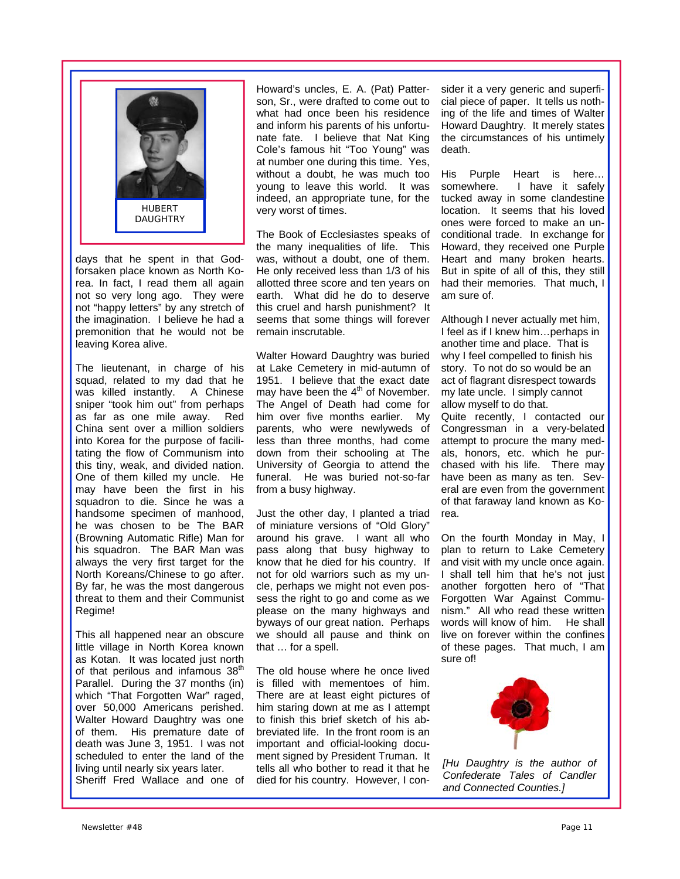HUBERT DAUGHTRY

days that he spent in that God-forsaken place known as North Korea. In fact, I read them all again not so very long ago. They were not "happy letters" by any stretch of the imagination. I believe he had a premonition that he would not be leaving Korea alive.

The lieutenant, in charge of his squad, related to my dad that he was killed instantly. A Chinese sniper "took him out" from perhaps as far as one mile away. Red China sent over a million soldiers into Korea for the purpose of facilitating the flow of Communism into this tiny, weak, and divided nation. One of them killed my uncle. He may have been the first in his squadron to die. Since he was a handsome specimen of manhood, he was chosen to be The BAR (Browning Automatic Rifle) Man for his squadron. The BAR Man was always the very first target for the North Koreans/Chinese to go after. By far, he was the most dangerous threat to them and their Communist Regime!

This all happened near an obscure little village in North Korea known as Kotan. It was located just north of that perilous and infamous 38th Parallel. During the 37 months (in) which "That Forgotten War" raged, over 50,000 Americans perished. Walter Howard Daughtry was one of them. His premature date of death was June 3, 1951. I was not scheduled to enter the land of the living until nearly six years later.
Sheriff Fred Wallace and one of Howard's uncles, E. A. (Pat) Patterson, Sr., were drafted to come out to what had once been his residence and inform his parents of his unfortunate fate. I believe that Nat King Cole's famous hit "Too Young" was at number one during this time. Yes, without a doubt, he was much too young to leave this world. It was indeed, an appropriate tune, for the very worst of times.

The Book of Ecclesiastes speaks of the many inequalities of life. This was, without a doubt, one of them. He only received less than 1/3 of his allotted three score and ten years on earth. What did he do to deserve this cruel and harsh punishment? It seems that some things will forever remain inscrutable.

Walter Howard Daughtry was buried at Lake Cemetery in mid-autumn of 1951. I believe that the exact date may have been the 4th of November. The Angel of Death had come for him over five months earlier. My parents, who were newlyweds of less than three months, had come down from their schooling at The University of Georgia to attend the funeral. He was buried not-so-far from a busy highway.

Just the other day, I planted a triad of miniature versions of "Old Glory" around his grave. I want all who pass along that busy highway to know that he died for his country. If not for old warriors such as my uncle, perhaps we might not even possess the right to go and come as we please on the many highways and byways of our great nation. Perhaps we should all pause and think on that … for a spell.

The old house where he once lived is filled with mementoes of him. There are at least eight pictures of him staring down at me as I attempt to finish this brief sketch of his abbreviated life. In the front room is an important and official-looking document signed by President Truman. It tells all who bother to read it that he died for his country. However, I consider it a very generic and superficial piece of paper. It tells us nothing of the life and times of Walter Howard Daughtry. It merely states the circumstances of his untimely death.

His Purple Heart is here… somewhere. I have it safely tucked away in some clandestine location. It seems that his loved ones were forced to make an unconditional trade. In exchange for Howard, they received one Purple Heart and many broken hearts. But in spite of all of this, they still had their memories. That much, I am sure of.

Although I never actually met him, I feel as if I knew him…perhaps in another time and place. That is why I feel compelled to finish his story. To not do so would be an act of flagrant disrespect towards my late uncle. I simply cannot allow myself to do that.
Quite recently, I contacted our Congressman in a very-belated attempt to procure the many medals, honors, etc. which he purchased with his life. There may have been as many as ten. Several are even from the government of that faraway land known as Korea.

On the fourth Monday in May, I plan to return to Lake Cemetery and visit with my uncle once again. I shall tell him that he's not just another forgotten hero of "That Forgotten War Against Communism." All who read these written words will know of him. He shall live on forever within the confines of these pages. That much, I am sure of!

*[Hu Daughtry is the author of Confederate Tales of Candler and Connected Counties.]*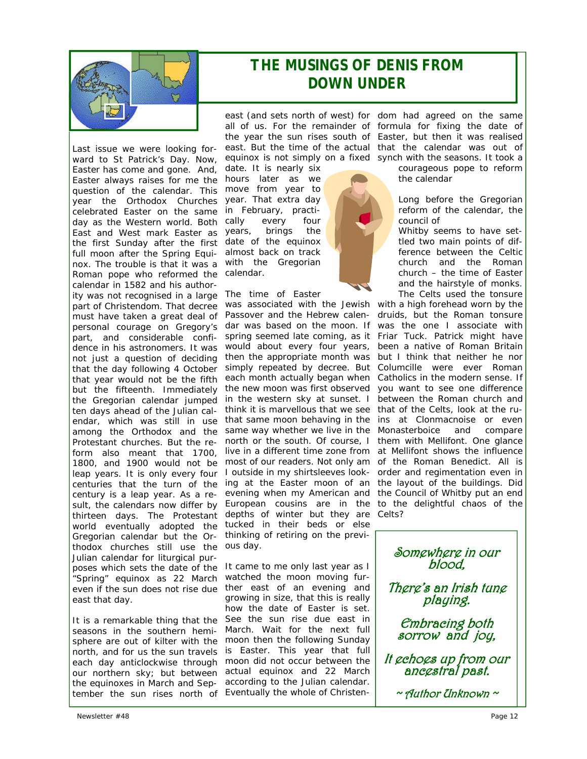# THE MUSINGS OF DENIS FROM DOWN UNDER

Last issue we were looking forward to St Patrick's Day. Now, Easter has come and gone. And, Easter always raises for me the question of the calendar. This year the Orthodox Churches celebrated Easter on the same day as the Western world. Both East and West mark Easter as the first Sunday after the first full moon after the Spring Equinox. The trouble is that it was a Roman pope who reformed the calendar in 1582 and his authority was not recognised in a large part of Christendom. That decree must have taken a great deal of personal courage on Gregory's part, and considerable confidence in his astronomers. It was not just a question of deciding that the day following 4 October that year would not be the fifth but the fifteenth. Immediately the Gregorian calendar jumped ten days ahead of the Julian calendar, which was still in use among the Orthodox and the Protestant churches. But the reform also meant that 1700, 1800, and 1900 would not be leap years. It is only every four centuries that the turn of the century is a leap year. As a result, the calendars now differ by thirteen days. The Protestant world eventually adopted the Gregorian calendar but the Orthodox churches still use the Julian calendar for liturgical purposes which sets the date of the "Spring" equinox as 22 March even if the sun does not rise due east that day.

It is a remarkable thing that the seasons in the southern hemisphere are out of kilter with the north, and for us the sun travels each day anticlockwise through our northern sky; but between the equinoxes in March and September the sun rises north of east (and sets north of west) for all of us. For the remainder of the year the sun rises south of east. But the time of the actual equinox is not simply on a fixed date. It is nearly six hours later as we move from year to year. That extra day in February, practically every four years, brings the date of the equinox almost back on track with the Gregorian calendar.

The time of Easter was associated with the Jewish Passover and the Hebrew calendar was based on the moon. If spring seemed late coming, as it would about every four years, then the appropriate month was simply repeated by decree. But each month actually began when the new moon was first observed in the western sky at sunset. I think it is marvellous that we see that same moon behaving in the same way whether we live in the north or the south. Of course, I live in a different time zone from most of our readers. Not only am I outside in my shirtsleeves looking at the Easter moon of an evening when my American and European cousins are in the depths of winter but they are tucked in their beds or else thinking of retiring on the previous day.

It came to me only last year as I watched the moon moving further east of an evening and growing in size, that this is really how the date of Easter is set. See the sun rise due east in March. Wait for the next full moon then the following Sunday is Easter. This year that full moon did not occur between the actual equinox and 22 March according to the Julian calendar. Eventually the whole of Christendom had agreed on the same formula for fixing the date of Easter, but then it was realised that the calendar was out of synch with the seasons. It took a courageous pope to reform the calendar

Long before the Gregorian reform of the calendar, the council of Whitby seems to have settled two main points of difference between the Celtic church and the Roman church – the time of Easter and the hairstyle of monks. The Celts used the tonsure with a high forehead worn by the druids, but the Roman tonsure was the one I associate with Friar Tuck. Patrick might have been a native of Roman Britain but I think that neither he nor Columcille were ever Roman Catholics in the modern sense. If you want to see one difference between the Roman church and that of the Celts, look at the ruins at Clonmacnoise or even Monasterboice and compare them with Mellifont. One glance at Mellifont shows the influence of the Roman Benedict. All is order and regimentation even in the layout of the buildings. Did the Council of Whitby put an end to the delightful chaos of the Celts?

*Somewhere in our blood,*

*There's an Irish tune playing.*

*Embracing both sorrow and joy,*

*It echoes up from our ancestral past.*

*~ Author Unknown ~*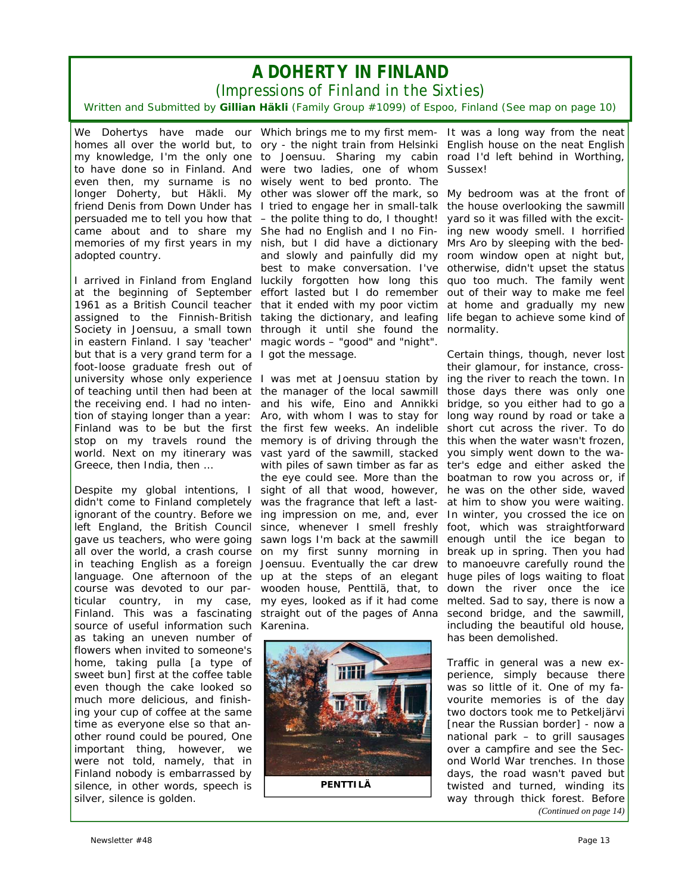# A DOHERTY IN FINLAND

*(Impressions of Finland in the Sixties)*

Written and Submitted by **Gillian Häkli** (Family Group #1099) of Espoo, Finland (See map on page 10)

We Dohertys have made our homes all over the world but, to my knowledge, I'm the only one to have done so in Finland. And even then, my surname is no longer Doherty, but Häkli. My friend Denis from Down Under has persuaded me to tell you how that came about and to share my memories of my first years in my adopted country.

I arrived in Finland from England at the beginning of September 1961 as a British Council teacher assigned to the Finnish-British Society in Joensuu, a small town in eastern Finland. I say 'teacher' but that is a very grand term for a foot-loose graduate fresh out of university whose only experience of teaching until then had been at the receiving end. I had no intention of staying longer than a year: Finland was to be but the first stop on my travels round the world. Next on my itinerary was Greece, then India, then ...

Despite my global intentions, I didn't come to Finland completely ignorant of the country. Before we left England, the British Council gave us teachers, who were going all over the world, a crash course in teaching English as a foreign language. One afternoon of the course was devoted to our particular country, in my case, Finland. This was a fascinating source of useful information such as taking an uneven number of flowers when invited to someone's home, taking pulla [a type of sweet bun] first at the coffee table even though the cake looked so much more delicious, and finishing your cup of coffee at the same time as everyone else so that another round could be poured, One important thing, however, we were not told, namely, that in Finland nobody is embarrassed by silence, in other words, speech is silver, silence is golden.

Which brings me to my first memory - the night train from Helsinki to Joensuu. Sharing my cabin were two ladies, one of whom wisely went to bed pronto. The other was slower off the mark, so I tried to engage her in small-talk – the polite thing to do, I thought! She had no English and I no Finnish, but I did have a dictionary and slowly and painfully did my best to make conversation. I've luckily forgotten how long this effort lasted but I do remember that it ended with my poor victim taking the dictionary, and leafing through it until she found the magic words – "good" and "night". I got the message.

I was met at Joensuu station by the manager of the local sawmill and his wife, Eino and Annikki Aro, with whom I was to stay for the first few weeks. An indelible memory is of driving through the vast yard of the sawmill, stacked with piles of sawn timber as far as the eye could see. More than the sight of all that wood, however, was the fragrance that left a lasting impression on me, and, ever since, whenever I smell freshly sawn logs I'm back at the sawmill on my first sunny morning in Joensuu. Eventually the car drew up at the steps of an elegant wooden house, Penttilä, that, to my eyes, looked as if it had come straight out of the pages of Anna Karenina.

**PENTTILÄ**

It was a long way from the neat English house on the neat English road I'd left behind in Worthing, Sussex!

My bedroom was at the front of the house overlooking the sawmill yard so it was filled with the exciting new woody smell. I horrified Mrs Aro by sleeping with the bedroom window open at night but, otherwise, didn't upset the status quo too much. The family went out of their way to make me feel at home and gradually my new life began to achieve some kind of normality.

Certain things, though, never lost their glamour, for instance, crossing the river to reach the town. In those days there was only one bridge, so you either had to go a long way round by road or take a short cut across the river. To do this when the water wasn't frozen, you simply went down to the water's edge and either asked the boatman to row you across or, if he was on the other side, waved at him to show you were waiting. In winter, you crossed the ice on foot, which was straightforward enough until the ice began to break up in spring. Then you had to manoeuvre carefully round the huge piles of logs waiting to float down the river once the ice melted. Sad to say, there is now a second bridge, and the sawmill, including the beautiful old house, has been demolished.

Traffic in general was a new experience, simply because there was so little of it. One of my favourite memories is of the day two doctors took me to Petkeljärvi [near the Russian border] - now a national park – to grill sausages over a campfire and see the Second World War trenches. In those days, the road wasn't paved but twisted and turned, winding its way through thick forest. Before

*(Continued on page 14)*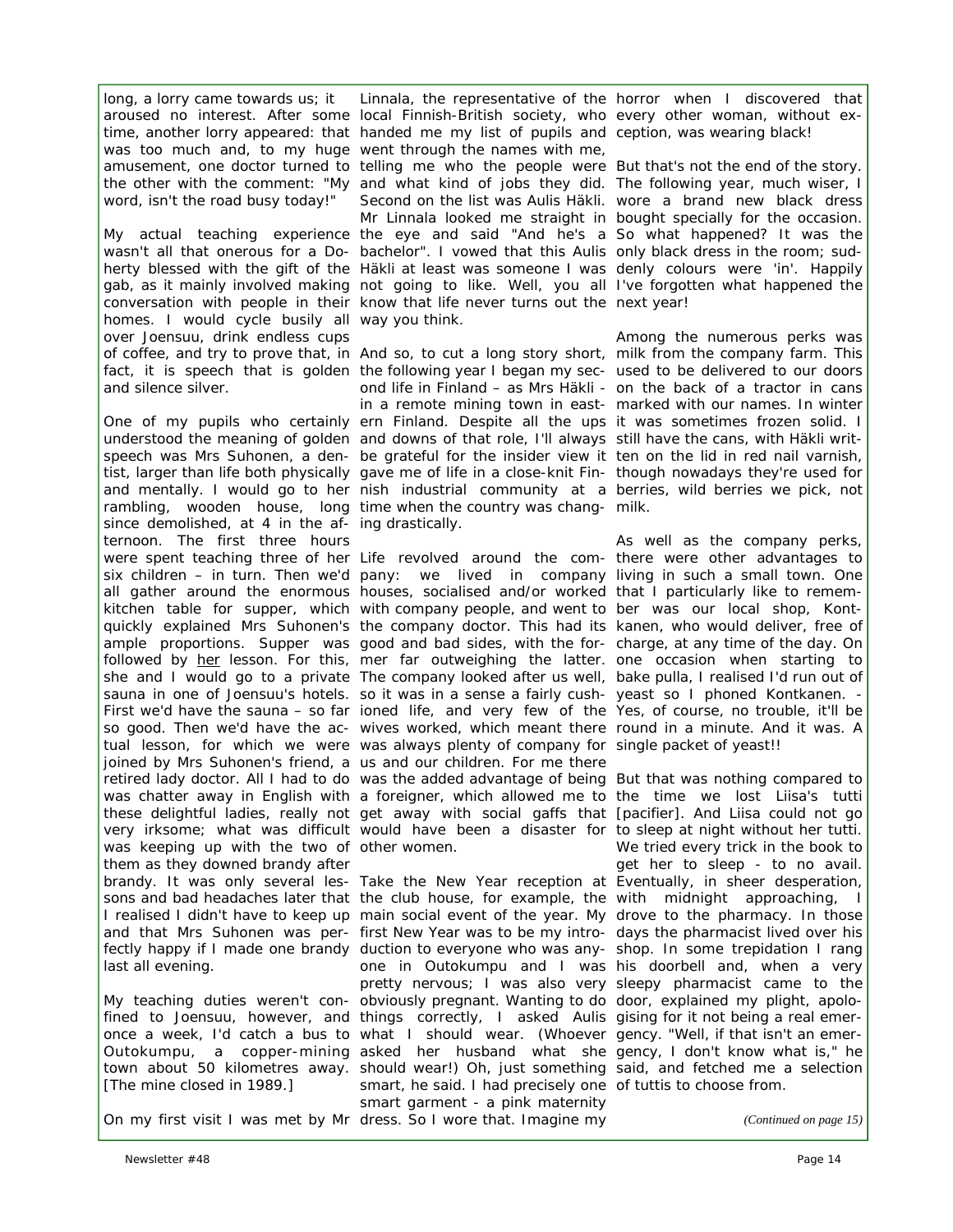long, a lorry came towards us; it aroused no interest. After some time, another lorry appeared: that was too much and, to my huge amusement, one doctor turned to the other with the comment: "My word, isn't the road busy today!"

My actual teaching experience wasn't all that onerous for a Doherty blessed with the gift of the gab, as it mainly involved making conversation with people in their homes. I would cycle busily all over Joensuu, drink endless cups of coffee, and try to prove that, in fact, it is speech that is golden and silence silver.

One of my pupils who certainly understood the meaning of golden speech was Mrs Suhonen, a dentist, larger than life both physically and mentally. I would go to her rambling, wooden house, long since demolished, at 4 in the afternoon. The first three hours were spent teaching three of her six children – in turn. Then we'd all gather around the enormous kitchen table for supper, which quickly explained Mrs Suhonen's ample proportions. Supper was followed by her lesson. For this, she and I would go to a private sauna in one of Joensuu's hotels. First we'd have the sauna – so far so good. Then we'd have the actual lesson, for which we were joined by Mrs Suhonen's friend, a retired lady doctor. All I had to do was chatter away in English with these delightful ladies, really not very irksome; what was difficult was keeping up with the two of them as they downed brandy after brandy. It was only several lessons and bad headaches later that I realised I didn't have to keep up and that Mrs Suhonen was perfectly happy if I made one brandy last all evening.

My teaching duties weren't confined to Joensuu, however, and once a week, I'd catch a bus to Outokumpu, a copper-mining town about 50 kilometres away. [The mine closed in 1989.]

On my first visit I was met by Mr Linnala, the representative of the local Finnish-British society, who handed me my list of pupils and went through the names with me, telling me who the people were and what kind of jobs they did. Second on the list was Aulis Häkli. Mr Linnala looked me straight in the eye and said "And he's a bachelor". I vowed that this Aulis Häkli at least was someone I was not going to like. Well, you all know that life never turns out the way you think.

And so, to cut a long story short, the following year I began my second life in Finland – as Mrs Häkli - in a remote mining town in eastern Finland. Despite all the ups and downs of that role, I'll always be grateful for the insider view it gave me of life in a close-knit Finnish industrial community at a time when the country was changing drastically.

Life revolved around the company: we lived in company houses, socialised and/or worked with company people, and went to the company doctor. This had its good and bad sides, with the former far outweighing the latter. The company looked after us well, so it was in a sense a fairly cushioned life, and very few of the wives worked, which meant there was always plenty of company for us and our children. For me there was the added advantage of being a foreigner, which allowed me to get away with social gaffs that would have been a disaster for other women.

Take the New Year reception at the club house, for example, the main social event of the year. My first New Year was to be my introduction to everyone who was anyone in Outokumpu and I was pretty nervous; I was also very obviously pregnant. Wanting to do things correctly, I asked Aulis what I should wear. (Whoever asked her husband what she should wear!) Oh, just something smart, he said. I had precisely one smart garment - a pink maternity dress. So I wore that. Imagine my horror when I discovered that every other woman, without exception, was wearing black!

But that's not the end of the story. The following year, much wiser, I wore a brand new black dress bought specially for the occasion. So what happened? It was the only black dress in the room; suddenly colours were 'in'. Happily I've forgotten what happened the next year!

Among the numerous perks was milk from the company farm. This used to be delivered to our doors on the back of a tractor in cans marked with our names. In winter it was sometimes frozen solid. I still have the cans, with Häkli written on the lid in red nail varnish, though nowadays they're used for berries, wild berries we pick, not milk.

As well as the company perks, there were other advantages to living in such a small town. One that I particularly like to remember was our local shop, Kontkanen, who would deliver, free of charge, at any time of the day. On one occasion when starting to bake pulla, I realised I'd run out of yeast so I phoned Kontkanen. - Yes, of course, no trouble, it'll be round in a minute. And it was. A single packet of yeast!!

But that was nothing compared to the time we lost Liisa's tutti [pacifier]. And Liisa could not go to sleep at night without her tutti. We tried every trick in the book to get her to sleep - to no avail. Eventually, in sheer desperation, with midnight approaching, I drove to the pharmacy. In those days the pharmacist lived over his shop. In some trepidation I rang his doorbell and, when a very sleepy pharmacist came to the door, explained my plight, apologising for it not being a real emergency. "Well, if that isn't an emergency, I don't know what is," he said, and fetched me a selection of tuttis to choose from.

*(Continued on page 15)*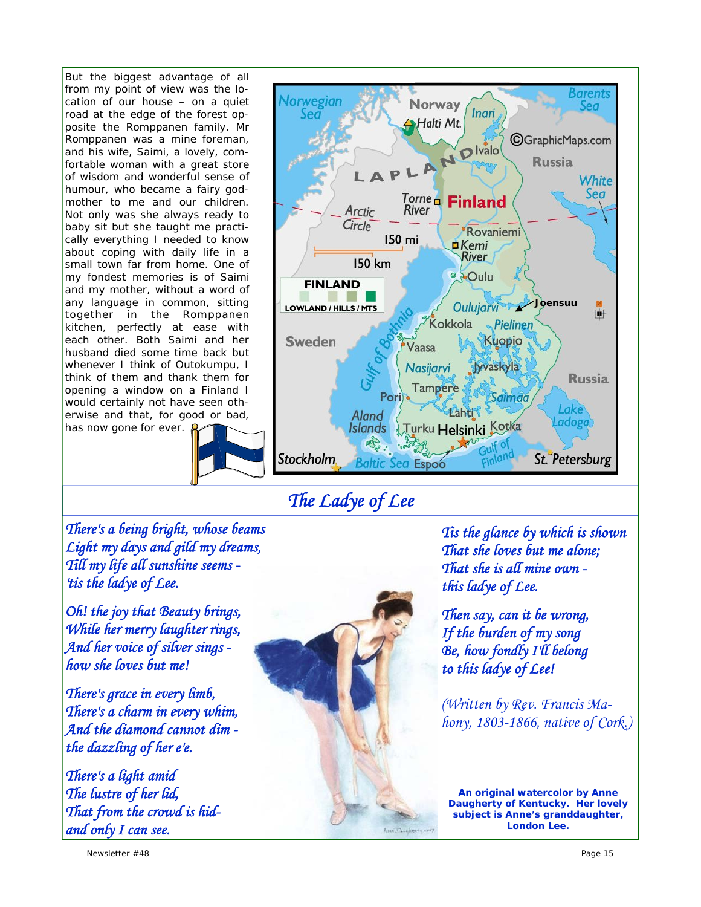But the biggest advantage of all from my point of view was the location of our house – on a quiet road at the edge of the forest opposite the Romppanen family. Mr Romppanen was a mine foreman, and his wife, Saimi, a lovely, comfortable woman with a great store of wisdom and wonderful sense of humour, who became a fairy godmother to me and our children. Not only was she always ready to baby sit but she taught me practically everything I needed to know about coping with daily life in a small town far from home. One of my fondest memories is of Saimi and my mother, without a word of any language in common, sitting together in the Romppanen kitchen, perfectly at ease with each other. Both Saimi and her husband died some time back but whenever I think of Outokumpu, I think of them and thank them for opening a window on a Finland I would certainly not have seen otherwise and that, for good or bad, has now gone for ever.

## *The Ladye of Lee*

*There's a being bright, whose beams*
*Light my days and gild my dreams,*
*Till my life all sunshine seems -*
*'tis the ladye of Lee.*

*Oh! the joy that Beauty brings,*
*While her merry laughter rings,*
*And her voice of silver sings -*
*how she loves but me!*

*There's grace in every limb,*
*There's a charm in every whim,*
*And the diamond cannot dim -*
*the dazzling of her e'e.*

*There's a light amid*
*The lustre of her lid,*
*That from the crowd is hid-*
*and only I can see.*

*Tis the glance by which is shown*
*That she loves but me alone;*
*That she is all mine own -*
*this ladye of Lee.*

*Then say, can it be wrong,*
*If the burden of my song*
*Be, how fondly I'll belong*
*to this ladye of Lee!*

*(Written by Rev. Francis Mahony, 1803-1866, native of Cork.)*

**An original watercolor by Anne Daugherty of Kentucky. Her lovely subject is Anne's granddaughter, London Lee.**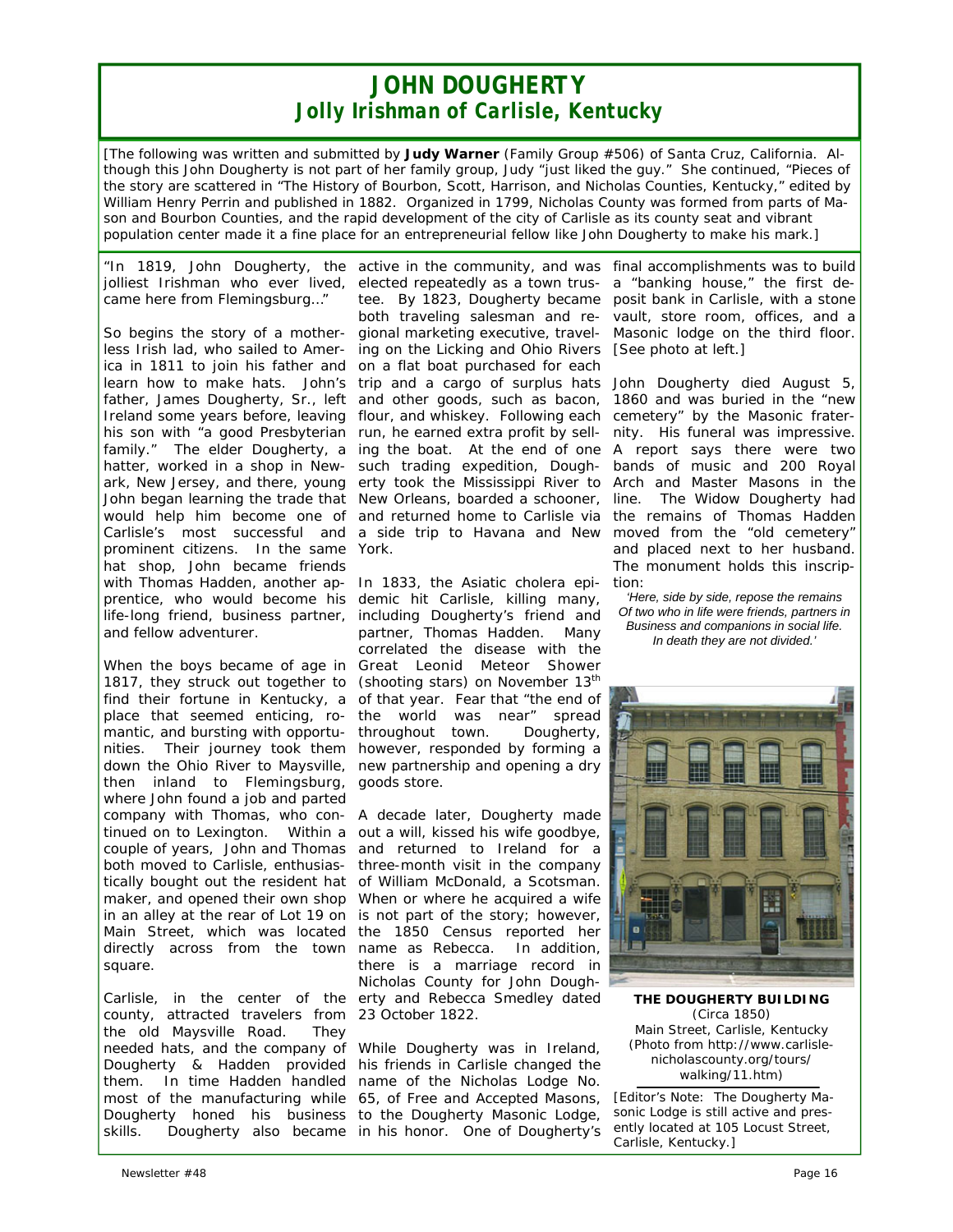# JOHN DOUGHERTY
## *Jolly Irishman of Carlisle, Kentucky*

*[The following was written and submitted by **Judy Warner** (Family Group #506) of Santa Cruz, California. Although this John Dougherty is not part of her family group, Judy "just liked the guy." She continued, "Pieces of the story are scattered in "The History of Bourbon, Scott, Harrison, and Nicholas Counties, Kentucky," edited by William Henry Perrin and published in 1882. Organized in 1799, Nicholas County was formed from parts of Mason and Bourbon Counties, and the rapid development of the city of Carlisle as its county seat and vibrant population center made it a fine place for an entrepreneurial fellow like John Dougherty to make his mark.]*

"In 1819, John Dougherty, the jolliest Irishman who ever lived, came here from Flemingsburg…"

So begins the story of a motherless Irish lad, who sailed to America in 1811 to join his father and learn how to make hats. John's father, James Dougherty, Sr., left Ireland some years before, leaving his son with "a good Presbyterian family." The elder Dougherty, a hatter, worked in a shop in Newark, New Jersey, and there, young John began learning the trade that would help him become one of Carlisle's most successful and prominent citizens. In the same hat shop, John became friends with Thomas Hadden, another apprentice, who would become his life-long friend, business partner, and fellow adventurer.

When the boys became of age in 1817, they struck out together to find their fortune in Kentucky, a place that seemed enticing, romantic, and bursting with opportunities. Their journey took them down the Ohio River to Maysville, then inland to Flemingsburg, where John found a job and parted company with Thomas, who continued on to Lexington. Within a couple of years, John and Thomas both moved to Carlisle, enthusiastically bought out the resident hat maker, and opened their own shop in an alley at the rear of Lot 19 on Main Street, which was located directly across from the town square.

Carlisle, in the center of the county, attracted travelers from the old Maysville Road. They needed hats, and the company of Dougherty & Hadden provided them. In time Hadden handled most of the manufacturing while Dougherty honed his business skills. Dougherty also became active in the community, and was elected repeatedly as a town trustee. By 1823, Dougherty became both traveling salesman and regional marketing executive, traveling on the Licking and Ohio Rivers on a flat boat purchased for each trip and a cargo of surplus hats and other goods, such as bacon, flour, and whiskey. Following each run, he earned extra profit by selling the boat. At the end of one such trading expedition, Dougherty took the Mississippi River to New Orleans, boarded a schooner, and returned home to Carlisle via a side trip to Havana and New York.

In 1833, the Asiatic cholera epidemic hit Carlisle, killing many, including Dougherty's friend and partner, Thomas Hadden. Many correlated the disease with the Great Leonid Meteor Shower (shooting stars) on November 13th of that year. Fear that "the end of the world was near" spread throughout town. Dougherty, however, responded by forming a new partnership and opening a dry goods store.

A decade later, Dougherty made out a will, kissed his wife goodbye, and returned to Ireland for a three-month visit in the company of William McDonald, a Scotsman. When or where he acquired a wife is not part of the story; however, the 1850 Census reported her name as Rebecca. In addition, there is a marriage record in Nicholas County for John Dougherty and Rebecca Smedley dated 23 October 1822.

While Dougherty was in Ireland, his friends in Carlisle changed the name of the Nicholas Lodge No. 65, of Free and Accepted Masons, to the Dougherty Masonic Lodge, in his honor. One of Dougherty's final accomplishments was to build a "banking house," the first deposit bank in Carlisle, with a stone vault, store room, offices, and a Masonic lodge on the third floor. [See photo at left.]

John Dougherty died August 5, 1860 and was buried in the "new cemetery" by the Masonic fraternity. His funeral was impressive. A report says there were two bands of music and 200 Royal Arch and Master Masons in the line. The Widow Dougherty had the remains of Thomas Hadden moved from the "old cemetery" and placed next to her husband. The monument holds this inscription:

*'Here, side by side, repose the remains*
*Of two who in life were friends, partners in Business and companions in social life.*
*In death they are not divided.'*

**THE DOUGHERTY BUILDING**
(Circa 1850)
Main Street, Carlisle, Kentucky
(Photo from http://www.carlisle-nicholascounty.org/tours/walking/11.htm)

[Editor's Note: The Dougherty Masonic Lodge is still active and presently located at 105 Locust Street, Carlisle, Kentucky.]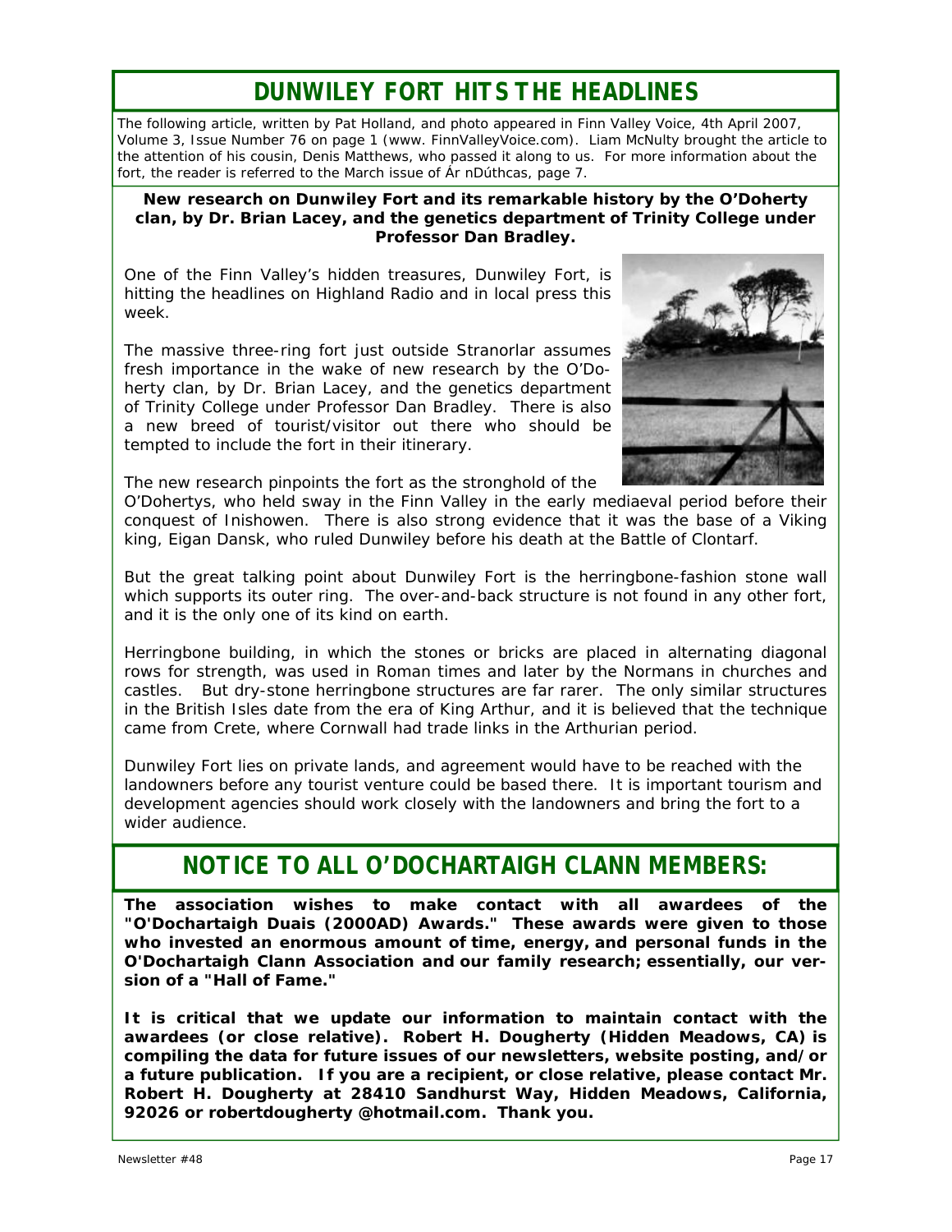# DUNWILEY FORT HITS THE HEADLINES

*The following article, written by Pat Holland, and photo appeared in Finn Valley Voice, 4th April 2007, Volume 3, Issue Number 76 on page 1 (www. FinnValleyVoice.com). Liam McNulty brought the article to the attention of his cousin, Denis Matthews, who passed it along to us. For more information about the fort, the reader is referred to the March issue of Ár nDúthcas, page 7.*

**New research on Dunwiley Fort and its remarkable history by the O'Doherty clan, by Dr. Brian Lacey, and the genetics department of Trinity College under Professor Dan Bradley.**

One of the Finn Valley's hidden treasures, Dunwiley Fort, is hitting the headlines on Highland Radio and in local press this week.

The massive three-ring fort just outside Stranorlar assumes fresh importance in the wake of new research by the O'Doherty clan, by Dr. Brian Lacey, and the genetics department of Trinity College under Professor Dan Bradley. There is also a new breed of tourist/visitor out there who should be tempted to include the fort in their itinerary.

The new research pinpoints the fort as the stronghold of the O'Dohertys, who held sway in the Finn Valley in the early mediaeval period before their conquest of Inishowen. There is also strong evidence that it was the base of a Viking king, Eigan Dansk, who ruled Dunwiley before his death at the Battle of Clontarf.

But the great talking point about Dunwiley Fort is the herringbone-fashion stone wall which supports its outer ring. The over-and-back structure is not found in any other fort, and it is the only one of its kind on earth.

Herringbone building, in which the stones or bricks are placed in alternating diagonal rows for strength, was used in Roman times and later by the Normans in churches and castles. But dry-stone herringbone structures are far rarer. The only similar structures in the British Isles date from the era of King Arthur, and it is believed that the technique came from Crete, where Cornwall had trade links in the Arthurian period.

Dunwiley Fort lies on private lands, and agreement would have to be reached with the landowners before any tourist venture could be based there. It is important tourism and development agencies should work closely with the landowners and bring the fort to a wider audience.

# NOTICE TO ALL O'DOCHARTAIGH CLANN MEMBERS:

**The association wishes to make contact with all awardees of the "O'Dochartaigh Duais (2000AD) Awards." These awards were given to those who invested an enormous amount of time, energy, and personal funds in the O'Dochartaigh Clann Association and our family research; essentially, our version of a "Hall of Fame."**

**It is critical that we update our information to maintain contact with the awardees (or close relative). Robert H. Dougherty (Hidden Meadows, CA) is compiling the data for future issues of our newsletters, website posting, and/or a future publication. If you are a recipient, or close relative, please contact Mr. Robert H. Dougherty at 28410 Sandhurst Way, Hidden Meadows, California, 92026 or robertdougherty @hotmail.com. Thank you.**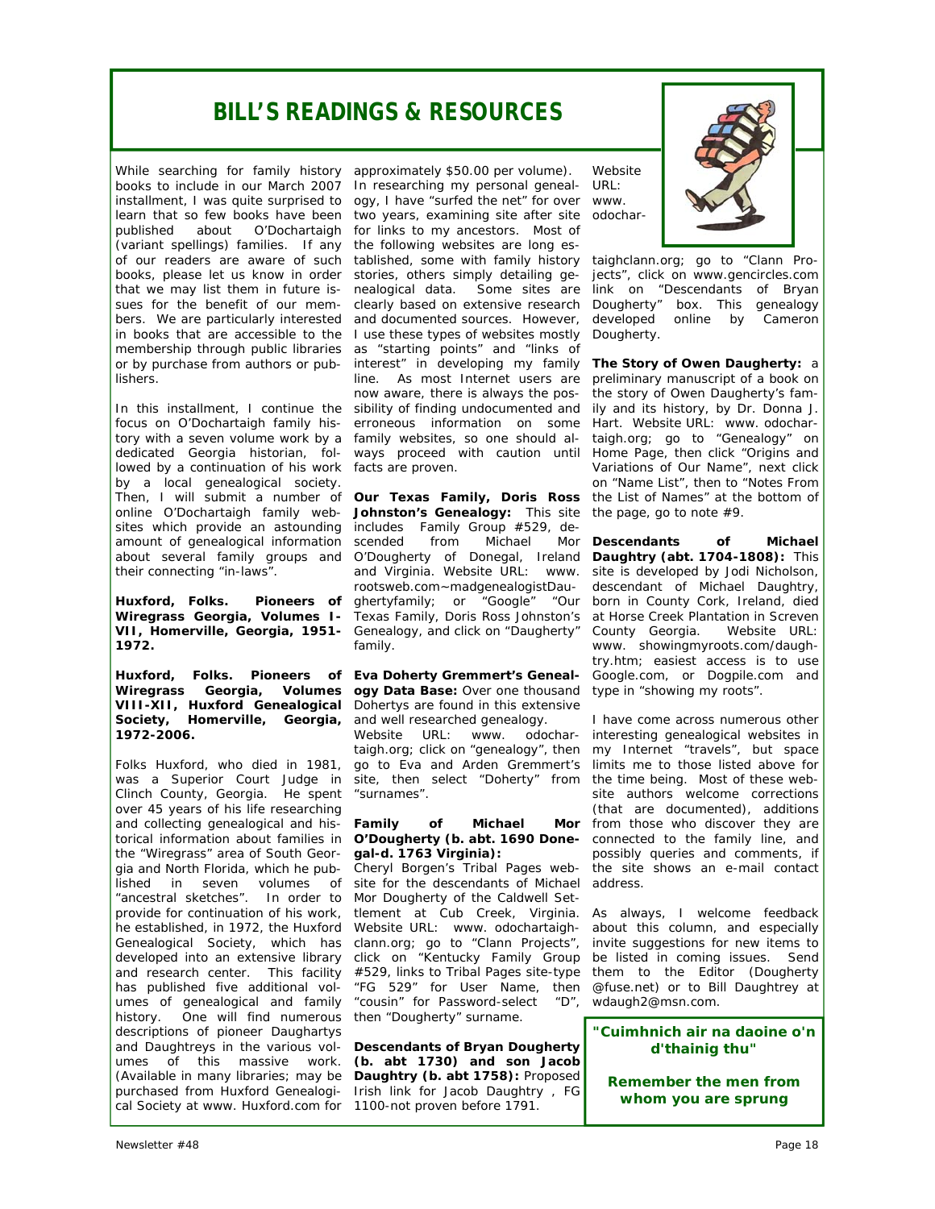# BILL'S READINGS & RESOURCES

While searching for family history books to include in our March 2007 installment, I was quite surprised to learn that so few books have been published about O'Dochartaigh (variant spellings) families. If any of our readers are aware of such books, please let us know in order that we may list them in future issues for the benefit of our members. We are particularly interested in books that are accessible to the membership through public libraries or by purchase from authors or publishers.

In this installment, I continue the focus on O'Dochartaigh family history with a seven volume work by a dedicated Georgia historian, followed by a continuation of his work by a local genealogical society. Then, I will submit a number of online O'Dochartaigh family websites which provide an astounding amount of genealogical information about several family groups and their connecting "in-laws".

**Huxford, Folks. Pioneers of Wiregrass Georgia, Volumes I-VII, Homerville, Georgia, 1951-1972.**

**Huxford, Folks. Pioneers of Wiregrass Georgia, Volumes VIII-XII, Huxford Genealogical Society, Homerville, Georgia, 1972-2006.**

Folks Huxford, who died in 1981, was a Superior Court Judge in Clinch County, Georgia. He spent over 45 years of his life researching and collecting genealogical and historical information about families in the "Wiregrass" area of South Georgia and North Florida, which he published in seven volumes of "ancestral sketches". In order to provide for continuation of his work, he established, in 1972, the Huxford Genealogical Society, which has developed into an extensive library and research center. This facility has published five additional volumes of genealogical and family history. One will find numerous descriptions of pioneer Daughartys and Daughtreys in the various volumes of this massive work. (Available in many libraries; may be purchased from Huxford Genealogical Society at www. Huxford.com for approximately $50.00 per volume).

In researching my personal genealogy, I have "surfed the net" for over two years, examining site after site for links to my ancestors. Most of the following websites are long established, some with family history stories, others simply detailing genealogical data. Some sites are clearly based on extensive research and documented sources. However, I use these types of websites mostly as "starting points" and "links of interest" in developing my family line. As most Internet users are now aware, there is always the possibility of finding undocumented and erroneous information on some family websites, so one should always proceed with caution until facts are proven.

**Our Texas Family, Doris Ross Johnston's Genealogy:** This site includes Family Group #529, descended from Michael Mor O'Dougherty of Donegal, Ireland and Virginia. Website URL: www. rootsweb.com~madgenealogistDaughertyfamily; or "Google" "Our Texas Family, Doris Ross Johnston's Genealogy, and click on "Daugherty" family.

**Eva Doherty Gremmert's Genealogy Data Base:** Over one thousand Dohertys are found in this extensive and well researched genealogy. Website URL: www. odochartaigh.org; click on "genealogy", then go to Eva and Arden Gremmert's site, then select "Doherty" from "surnames".

**Family of Michael Mor O'Dougherty (b. abt. 1690 Donegal-d. 1763 Virginia):** Cheryl Borgen's Tribal Pages website for the descendants of Michael Mor Dougherty of the Caldwell Settlement at Cub Creek, Virginia. Website URL: www. odochartaighclann.org; go to "Clann Projects", click on "Kentucky Family Group #529, links to Tribal Pages site-type "FG 529" for User Name, then "cousin" for Password-select "D", then "Dougherty" surname.

**Descendants of Bryan Dougherty (b. abt 1730) and son Jacob Daughtry (b. abt 1758):** Proposed Irish link for Jacob Daughtry , FG 1100-not proven before 1791. Website URL: www. odochartaighclann.org; go to "Clann Projects", click on www.gencircles.com link on "Descendants of Bryan Dougherty" box. This genealogy developed online by Cameron Dougherty.

**The Story of Owen Daugherty:** a preliminary manuscript of a book on the story of Owen Daugherty's family and its history, by Dr. Donna J. Hart. Website URL: www. odochartaigh.org; go to "Genealogy" on Home Page, then click "Origins and Variations of Our Name", next click on "Name List", then to "Notes From the List of Names" at the bottom of the page, go to note #9.

**Descendants of Michael Daughtry (abt. 1704-1808):** This site is developed by Jodi Nicholson, descendant of Michael Daughtry, born in County Cork, Ireland, died at Horse Creek Plantation in Screven County Georgia. Website URL: www. showingmyroots.com/daughtry.htm; easiest access is to use Google.com, or Dogpile.com and type in "showing my roots".

I have come across numerous other interesting genealogical websites in my Internet "travels", but space limits me to those listed above for the time being. Most of these website authors welcome corrections (that are documented), additions from those who discover they are connected to the family line, and possibly queries and comments, if the site shows an e-mail contact address.

As always, I welcome feedback about this column, and especially invite suggestions for new items to be listed in coming issues. Send them to the Editor (Dougherty @fuse.net) or to Bill Daughtrey at wdaugh2@msn.com.

**"Cuimhnich air na daoine o'n d'thainig thu"**

**Remember the men from whom you are sprung**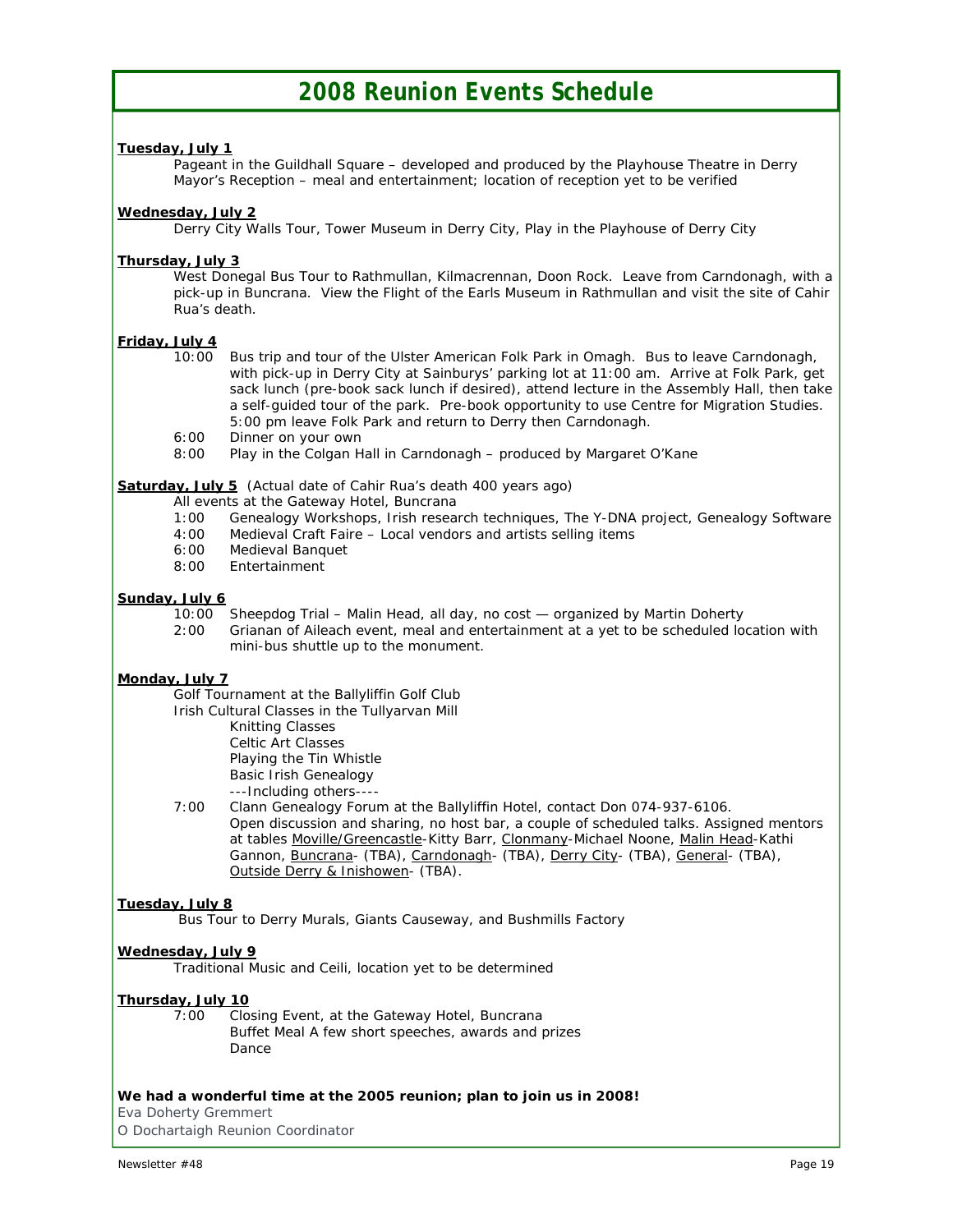# 2008 Reunion Events Schedule

**Tuesday, July 1**

Pageant in the Guildhall Square – developed and produced by the Playhouse Theatre in Derry
Mayor's Reception – meal and entertainment; location of reception yet to be verified

**Wednesday, July 2**

Derry City Walls Tour, Tower Museum in Derry City, Play in the Playhouse of Derry City

**Thursday, July 3**

West Donegal Bus Tour to Rathmullan, Kilmacrennan, Doon Rock. Leave from Carndonagh, with a pick-up in Buncrana. View the Flight of the Earls Museum in Rathmullan and visit the site of Cahir Rua's death.

**Friday, July 4**

- 10:00 Bus trip and tour of the Ulster American Folk Park in Omagh. Bus to leave Carndonagh, with pick-up in Derry City at Sainburys' parking lot at 11:00 am. Arrive at Folk Park, get sack lunch (pre-book sack lunch if desired), attend lecture in the Assembly Hall, then take a self-guided tour of the park. Pre-book opportunity to use Centre for Migration Studies. 5:00 pm leave Folk Park and return to Derry then Carndonagh.
- 6:00 Dinner on your own
- 8:00 Play in the Colgan Hall in Carndonagh – produced by Margaret O'Kane

**Saturday, July 5** (Actual date of Cahir Rua's death 400 years ago)

All events at the Gateway Hotel, Buncrana

- 1:00 Genealogy Workshops, Irish research techniques, The Y-DNA project, Genealogy Software
- 4:00 Medieval Craft Faire – Local vendors and artists selling items
- 6:00 Medieval Banquet
- 8:00 Entertainment

**Sunday, July 6**

- 10:00 Sheepdog Trial – Malin Head, all day, no cost — organized by Martin Doherty
- 2:00 Grianan of Aileach event, meal and entertainment at a yet to be scheduled location with mini-bus shuttle up to the monument.

**Monday, July 7**

Golf Tournament at the Ballyliffin Golf Club
Irish Cultural Classes in the Tullyarvan Mill

- Knitting Classes
- Celtic Art Classes
- Playing the Tin Whistle
- Basic Irish Genealogy
- ---Including others----

7:00 Clann Genealogy Forum at the Ballyliffin Hotel, contact Don 074-937-6106.
Open discussion and sharing, no host bar, a couple of scheduled talks. Assigned mentors at tables Moville/Greencastle-Kitty Barr, Clonmany-Michael Noone, Malin Head-Kathi Gannon, Buncrana- (TBA), Carndonagh- (TBA), Derry City- (TBA), General- (TBA), Outside Derry & Inishowen- (TBA).

**Tuesday, July 8**

Bus Tour to Derry Murals, Giants Causeway, and Bushmills Factory

**Wednesday, July 9**

Traditional Music and Ceili, location yet to be determined

**Thursday, July 10**

7:00 Closing Event, at the Gateway Hotel, Buncrana
Buffet Meal A few short speeches, awards and prizes
Dance

**We had a wonderful time at the 2005 reunion; plan to join us in 2008!**

Eva Doherty Gremmert
O Dochartaigh Reunion Coordinator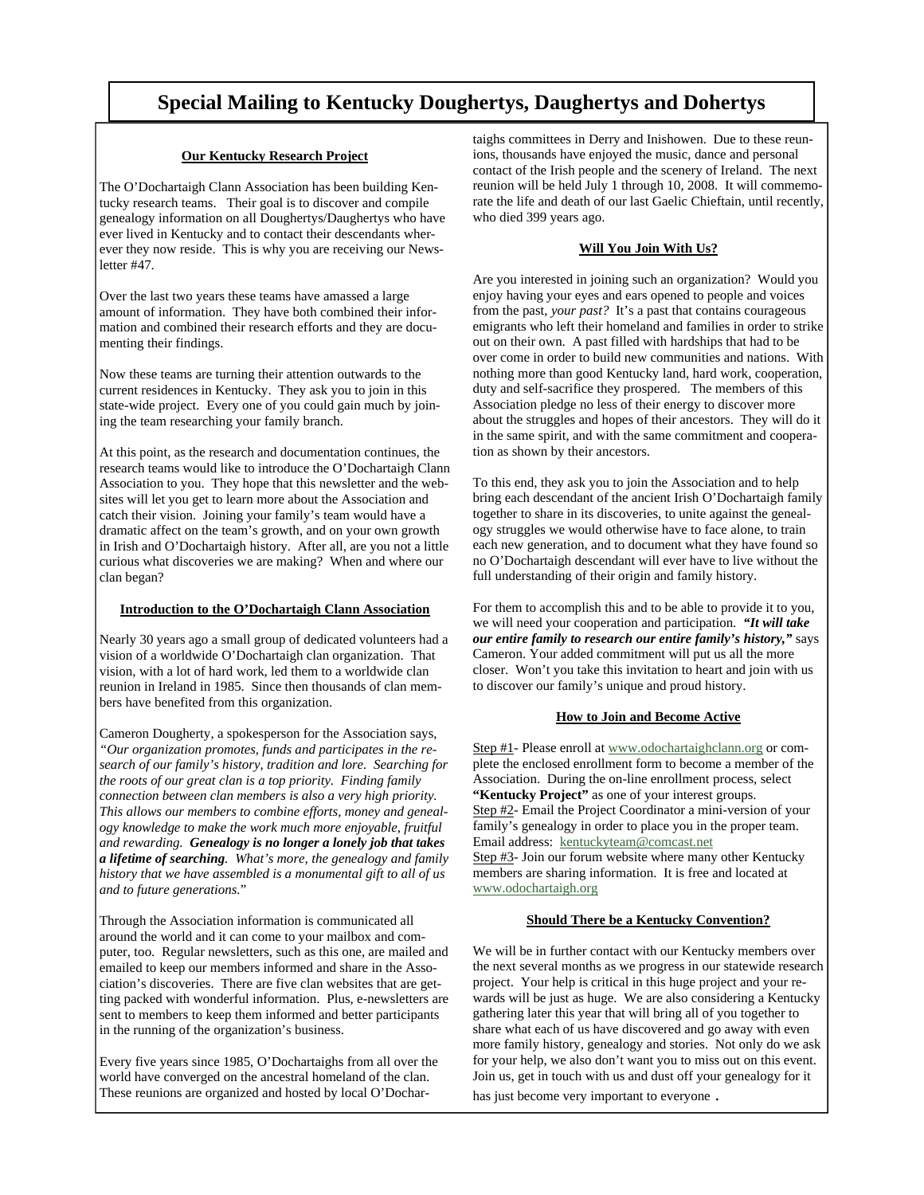# Special Mailing to Kentucky Doughertys, Daughertys and Dohertys

### Our Kentucky Research Project

The O'Dochartaigh Clann Association has been building Kentucky research teams. Their goal is to discover and compile genealogy information on all Doughertys/Daughertys who have ever lived in Kentucky and to contact their descendants wherever they now reside. This is why you are receiving our Newsletter #47.

Over the last two years these teams have amassed a large amount of information. They have both combined their information and combined their research efforts and they are documenting their findings.

Now these teams are turning their attention outwards to the current residences in Kentucky. They ask you to join in this state-wide project. Every one of you could gain much by joining the team researching your family branch.

At this point, as the research and documentation continues, the research teams would like to introduce the O'Dochartaigh Clann Association to you. They hope that this newsletter and the websites will let you get to learn more about the Association and catch their vision. Joining your family's team would have a dramatic affect on the team's growth, and on your own growth in Irish and O'Dochartaigh history. After all, are you not a little curious what discoveries we are making? When and where our clan began?

### Introduction to the O'Dochartaigh Clann Association

Nearly 30 years ago a small group of dedicated volunteers had a vision of a worldwide O'Dochartaigh clan organization. That vision, with a lot of hard work, led them to a worldwide clan reunion in Ireland in 1985. Since then thousands of clan members have benefited from this organization.

Cameron Dougherty, a spokesperson for the Association says, *"Our organization promotes, funds and participates in the research of our family's history, tradition and lore. Searching for the roots of our great clan is a top priority. Finding family connection between clan members is also a very high priority. This allows our members to combine efforts, money and genealogy knowledge to make the work much more enjoyable, fruitful and rewarding.* ***Genealogy is no longer a lonely job that takes a lifetime of searching****. What's more, the genealogy and family history that we have assembled is a monumental gift to all of us and to future generations.*"

Through the Association information is communicated all around the world and it can come to your mailbox and computer, too. Regular newsletters, such as this one, are mailed and emailed to keep our members informed and share in the Association's discoveries. There are five clan websites that are getting packed with wonderful information. Plus, e-newsletters are sent to members to keep them informed and better participants in the running of the organization's business.

Every five years since 1985, O'Dochartaighs from all over the world have converged on the ancestral homeland of the clan. These reunions are organized and hosted by local O'Dochartaighs committees in Derry and Inishowen. Due to these reunions, thousands have enjoyed the music, dance and personal contact of the Irish people and the scenery of Ireland. The next reunion will be held July 1 through 10, 2008. It will commemorate the life and death of our last Gaelic Chieftain, until recently, who died 399 years ago.

### Will You Join With Us?

Are you interested in joining such an organization? Would you enjoy having your eyes and ears opened to people and voices from the past, *your past?* It's a past that contains courageous emigrants who left their homeland and families in order to strike out on their own. A past filled with hardships that had to be over come in order to build new communities and nations. With nothing more than good Kentucky land, hard work, cooperation, duty and self-sacrifice they prospered. The members of this Association pledge no less of their energy to discover more about the struggles and hopes of their ancestors. They will do it in the same spirit, and with the same commitment and cooperation as shown by their ancestors.

To this end, they ask you to join the Association and to help bring each descendant of the ancient Irish O'Dochartaigh family together to share in its discoveries, to unite against the genealogy struggles we would otherwise have to face alone, to train each new generation, and to document what they have found so no O'Dochartaigh descendant will ever have to live without the full understanding of their origin and family history.

For them to accomplish this and to be able to provide it to you, we will need your cooperation and participation. ***"It will take our entire family to research our entire family's history,"*** says Cameron. Your added commitment will put us all the more closer. Won't you take this invitation to heart and join with us to discover our family's unique and proud history.

### How to Join and Become Active

Step #1- Please enroll at www.odochartaighclann.org or complete the enclosed enrollment form to become a member of the Association. During the on-line enrollment process, select **"Kentucky Project"** as one of your interest groups.
Step #2- Email the Project Coordinator a mini-version of your family's genealogy in order to place you in the proper team. Email address: kentuckyteam@comcast.net
Step #3- Join our forum website where many other Kentucky members are sharing information. It is free and located at www.odochartaigh.org

### Should There be a Kentucky Convention?

We will be in further contact with our Kentucky members over the next several months as we progress in our statewide research project. Your help is critical in this huge project and your rewards will be just as huge. We are also considering a Kentucky gathering later this year that will bring all of you together to share what each of us have discovered and go away with even more family history, genealogy and stories. Not only do we ask for your help, we also don't want you to miss out on this event. Join us, get in touch with us and dust off your genealogy for it has just become very important to everyone .